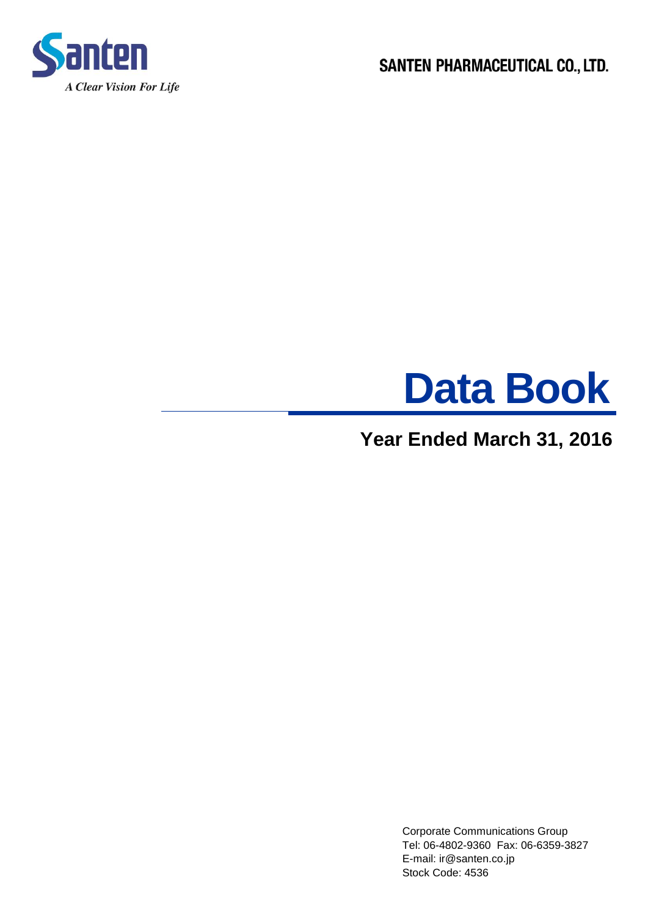Santen

*A Clear Vision For Life*

SANTEN PHARMACEUTICAL CO., LTD.

# Data Book

## Year Ended March 31, 2016

Corporate Communications Group
Tel: 06-4802-9360  Fax: 06-6359-3827
E-mail: ir@santen.co.jp
Stock Code: 4536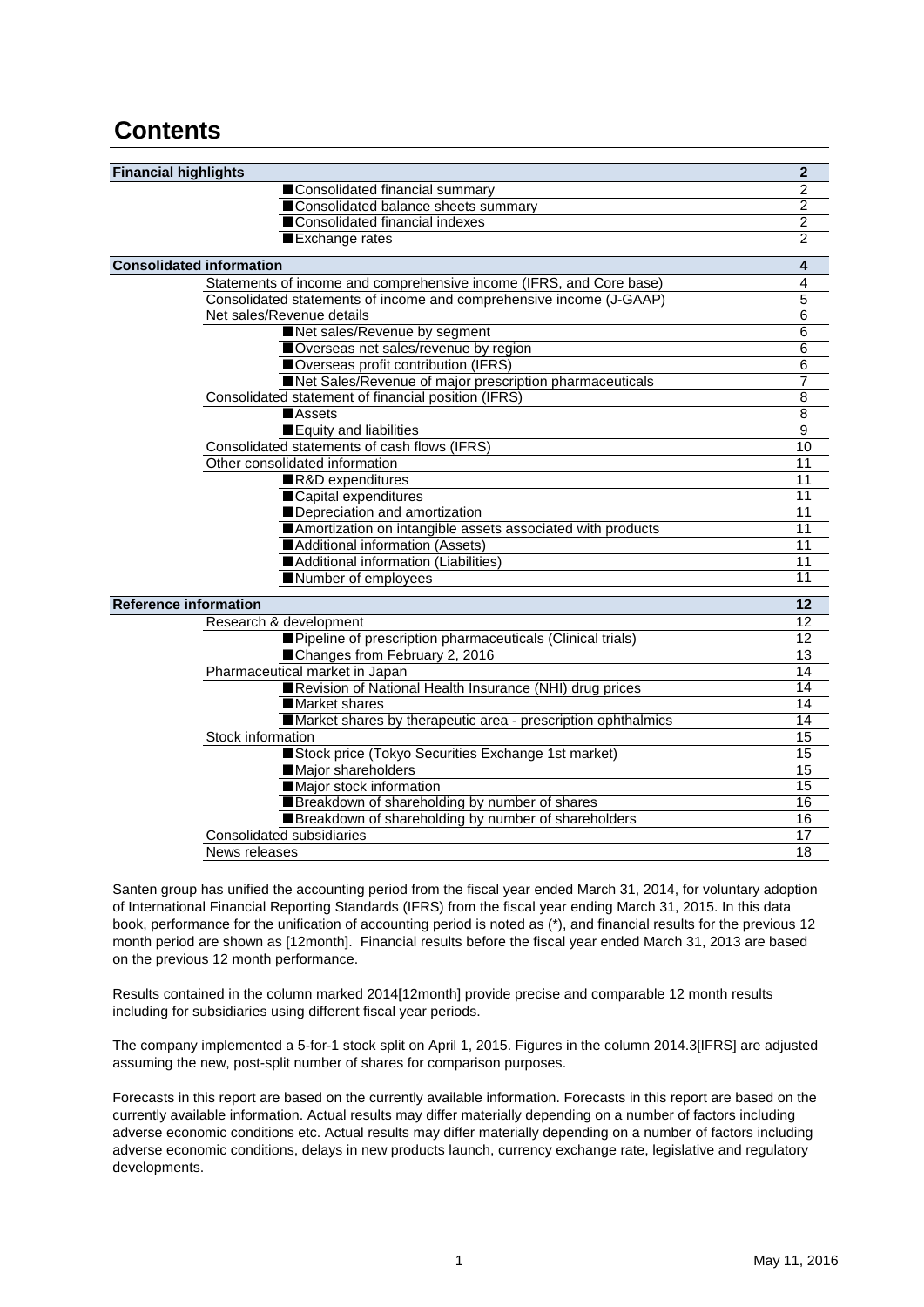# Contents

| | | |
|---|---|---|
| **Financial highlights** | | **2** |
| | ■Consolidated financial summary | 2 |
| | ■Consolidated balance sheets summary | 2 |
| | ■Consolidated financial indexes | 2 |
| | ■Exchange rates | 2 |
| **Consolidated information** | | **4** |
| | Statements of income and comprehensive income (IFRS, and Core base) | 4 |
| | Consolidated statements of income and comprehensive income (J-GAAP) | 5 |
| | Net sales/Revenue details | 6 |
| | ■Net sales/Revenue by segment | 6 |
| | ■Overseas net sales/revenue by region | 6 |
| | ■Overseas profit contribution (IFRS) | 6 |
| | ■Net Sales/Revenue of major prescription pharmaceuticals | 7 |
| | Consolidated statement of financial position (IFRS) | 8 |
| | ■Assets | 8 |
| | ■Equity and liabilities | 9 |
| | Consolidated statements of cash flows (IFRS) | 10 |
| | Other consolidated information | 11 |
| | ■R&D expenditures | 11 |
| | ■Capital expenditures | 11 |
| | ■Depreciation and amortization | 11 |
| | ■Amortization on intangible assets associated with products | 11 |
| | ■Additional information (Assets) | 11 |
| | ■Additional information (Liabilities) | 11 |
| | ■Number of employees | 11 |
| **Reference information** | | **12** |
| | Research & development | 12 |
| | ■Pipeline of prescription pharmaceuticals (Clinical trials) | 12 |
| | ■Changes from February 2, 2016 | 13 |
| | Pharmaceutical market in Japan | 14 |
| | ■Revision of National Health Insurance (NHI) drug prices | 14 |
| | ■Market shares | 14 |
| | ■Market shares by therapeutic area - prescription ophthalmics | 14 |
| | Stock information | 15 |
| | ■Stock price (Tokyo Securities Exchange 1st market) | 15 |
| | ■Major shareholders | 15 |
| | ■Major stock information | 15 |
| | ■Breakdown of shareholding by number of shares | 16 |
| | ■Breakdown of shareholding by number of shareholders | 16 |
| | Consolidated subsidiaries | 17 |
| | News releases | 18 |

Santen group has unified the accounting period from the fiscal year ended March 31, 2014, for voluntary adoption of International Financial Reporting Standards (IFRS) from the fiscal year ending March 31, 2015. In this data book, performance for the unification of accounting period is noted as (*), and financial results for the previous 12 month period are shown as [12month]. Financial results before the fiscal year ended March 31, 2013 are based on the previous 12 month performance.

Results contained in the column marked 2014[12month] provide precise and comparable 12 month results including for subsidiaries using different fiscal year periods.

The company implemented a 5-for-1 stock split on April 1, 2015. Figures in the column 2014.3[IFRS] are adjusted assuming the new, post-split number of shares for comparison purposes.

Forecasts in this report are based on the currently available information. Forecasts in this report are based on the currently available information. Actual results may differ materially depending on a number of factors including adverse economic conditions etc. Actual results may differ materially depending on a number of factors including adverse economic conditions, delays in new products launch, currency exchange rate, legislative and regulatory developments.

May 11, 2016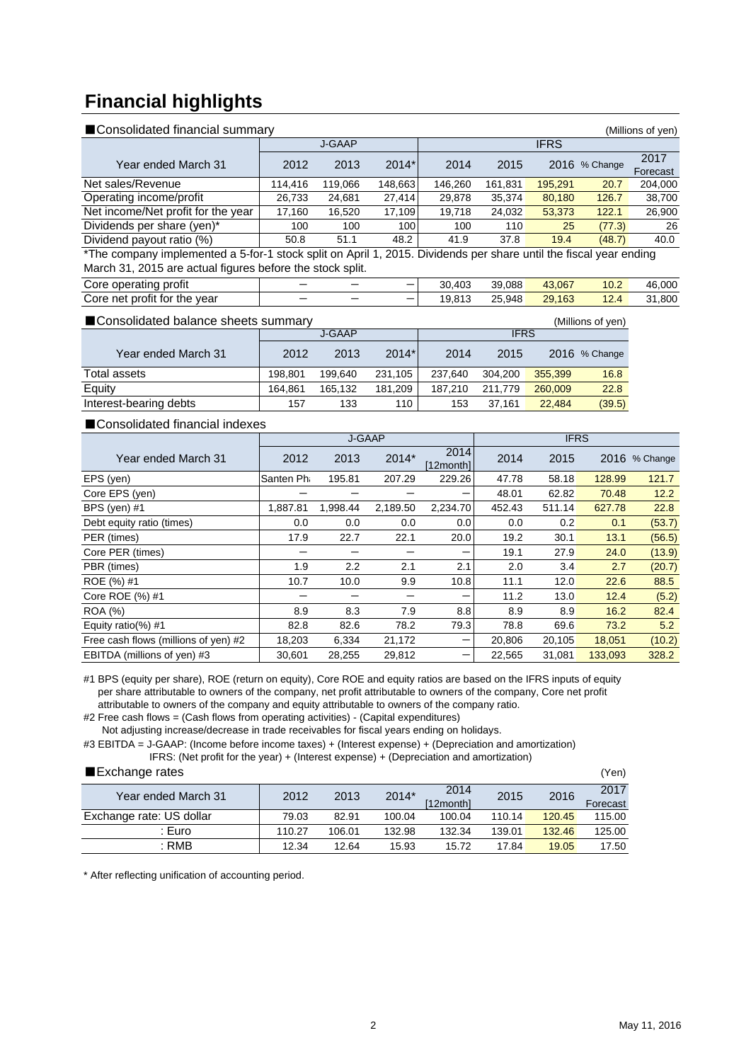# Financial highlights

■Consolidated financial summary

(Millions of yen)

| Year ended March 31 | J-GAAP 2012 | J-GAAP 2013 | J-GAAP 2014* | IFRS 2014 | IFRS 2015 | IFRS 2016 | % Change | 2017 Forecast |
|---|---|---|---|---|---|---|---|---|
| Net sales/Revenue | 114,416 | 119,066 | 148,663 | 146,260 | 161,831 | 195,291 | 20.7 | 204,000 |
| Operating income/profit | 26,733 | 24,681 | 27,414 | 29,878 | 35,374 | 80,180 | 126.7 | 38,700 |
| Net income/Net profit for the year | 17,160 | 16,520 | 17,109 | 19,718 | 24,032 | 53,373 | 122.1 | 26,900 |
| Dividends per share (yen)* | 100 | 100 | 100 | 100 | 110 | 25 | (77.3) | 26 |
| Dividend payout ratio (%) | 50.8 | 51.1 | 48.2 | 41.9 | 37.8 | 19.4 | (48.7) | 40.0 |

*The company implemented a 5-for-1 stock split on April 1, 2015. Dividends per share until the fiscal year ending March 31, 2015 are actual figures before the stock split.

| Year ended March 31 | J-GAAP 2012 | J-GAAP 2013 | J-GAAP 2014* | IFRS 2014 | IFRS 2015 | IFRS 2016 | % Change | 2017 Forecast |
|---|---|---|---|---|---|---|---|---|
| Core operating profit | — | — | — | 30,403 | 39,088 | 43,067 | 10.2 | 46,000 |
| Core net profit for the year | — | — | — | 19,813 | 25,948 | 29,163 | 12.4 | 31,800 |

■Consolidated balance sheets summary

(Millions of yen)

| Year ended March 31 | J-GAAP 2012 | J-GAAP 2013 | J-GAAP 2014* | IFRS 2014 | IFRS 2015 | IFRS 2016 | % Change |
|---|---|---|---|---|---|---|---|
| Total assets | 198,801 | 199,640 | 231,105 | 237,640 | 304,200 | 355,399 | 16.8 |
| Equity | 164,861 | 165,132 | 181,209 | 187,210 | 211,779 | 260,009 | 22.8 |
| Interest-bearing debts | 157 | 133 | 110 | 153 | 37,161 | 22,484 | (39.5) |

■Consolidated financial indexes

| Year ended March 31 | J-GAAP 2012 | J-GAAP 2013 | J-GAAP 2014* | J-GAAP 2014 [12month] | IFRS 2014 | IFRS 2015 | IFRS 2016 | % Change |
|---|---|---|---|---|---|---|---|---|
| EPS (yen) | Santen Ph | 195.81 | 207.29 | 229.26 | 47.78 | 58.18 | 128.99 | 121.7 |
| Core EPS (yen) | — | — | — | — | 48.01 | 62.82 | 70.48 | 12.2 |
| BPS (yen) #1 | 1,887.81 | 1,998.44 | 2,189.50 | 2,234.70 | 452.43 | 511.14 | 627.78 | 22.8 |
| Debt equity ratio (times) | 0.0 | 0.0 | 0.0 | 0.0 | 0.0 | 0.2 | 0.1 | (53.7) |
| PER (times) | 17.9 | 22.7 | 22.1 | 20.0 | 19.2 | 30.1 | 13.1 | (56.5) |
| Core PER (times) | — | — | — | — | 19.1 | 27.9 | 24.0 | (13.9) |
| PBR (times) | 1.9 | 2.2 | 2.1 | 2.1 | 2.0 | 3.4 | 2.7 | (20.7) |
| ROE (%) #1 | 10.7 | 10.0 | 9.9 | 10.8 | 11.1 | 12.0 | 22.6 | 88.5 |
| Core ROE (%) #1 | — | — | — | — | 11.2 | 13.0 | 12.4 | (5.2) |
| ROA (%) | 8.9 | 8.3 | 7.9 | 8.8 | 8.9 | 8.9 | 16.2 | 82.4 |
| Equity ratio(%) #1 | 82.8 | 82.6 | 78.2 | 79.3 | 78.8 | 69.6 | 73.2 | 5.2 |
| Free cash flows (millions of yen) #2 | 18,203 | 6,334 | 21,172 | — | 20,806 | 20,105 | 18,051 | (10.2) |
| EBITDA (millions of yen) #3 | 30,601 | 28,255 | 29,812 | — | 22,565 | 31,081 | 133,093 | 328.2 |

#1 BPS (equity per share), ROE (return on equity), Core ROE and equity ratios are based on the IFRS inputs of equity per share attributable to owners of the company, net profit attributable to owners of the company, Core net profit attributable to owners of the company and equity attributable to owners of the company ratio.

#2 Free cash flows = (Cash flows from operating activities) - (Capital expenditures)
Not adjusting increase/decrease in trade receivables for fiscal years ending on holidays.

#3 EBITDA = J-GAAP: (Income before income taxes) + (Interest expense) + (Depreciation and amortization)
IFRS: (Net profit for the year) + (Interest expense) + (Depreciation and amortization)

■Exchange rates

(Yen)

| Year ended March 31 | 2012 | 2013 | 2014* | 2014 [12month] | 2015 | 2016 | 2017 Forecast |
|---|---|---|---|---|---|---|---|
| Exchange rate: US dollar | 79.03 | 82.91 | 100.04 | 100.04 | 110.14 | 120.45 | 115.00 |
| : Euro | 110.27 | 106.01 | 132.98 | 132.34 | 139.01 | 132.46 | 125.00 |
| : RMB | 12.34 | 12.64 | 15.93 | 15.72 | 17.84 | 19.05 | 17.50 |

* After reflecting unification of accounting period.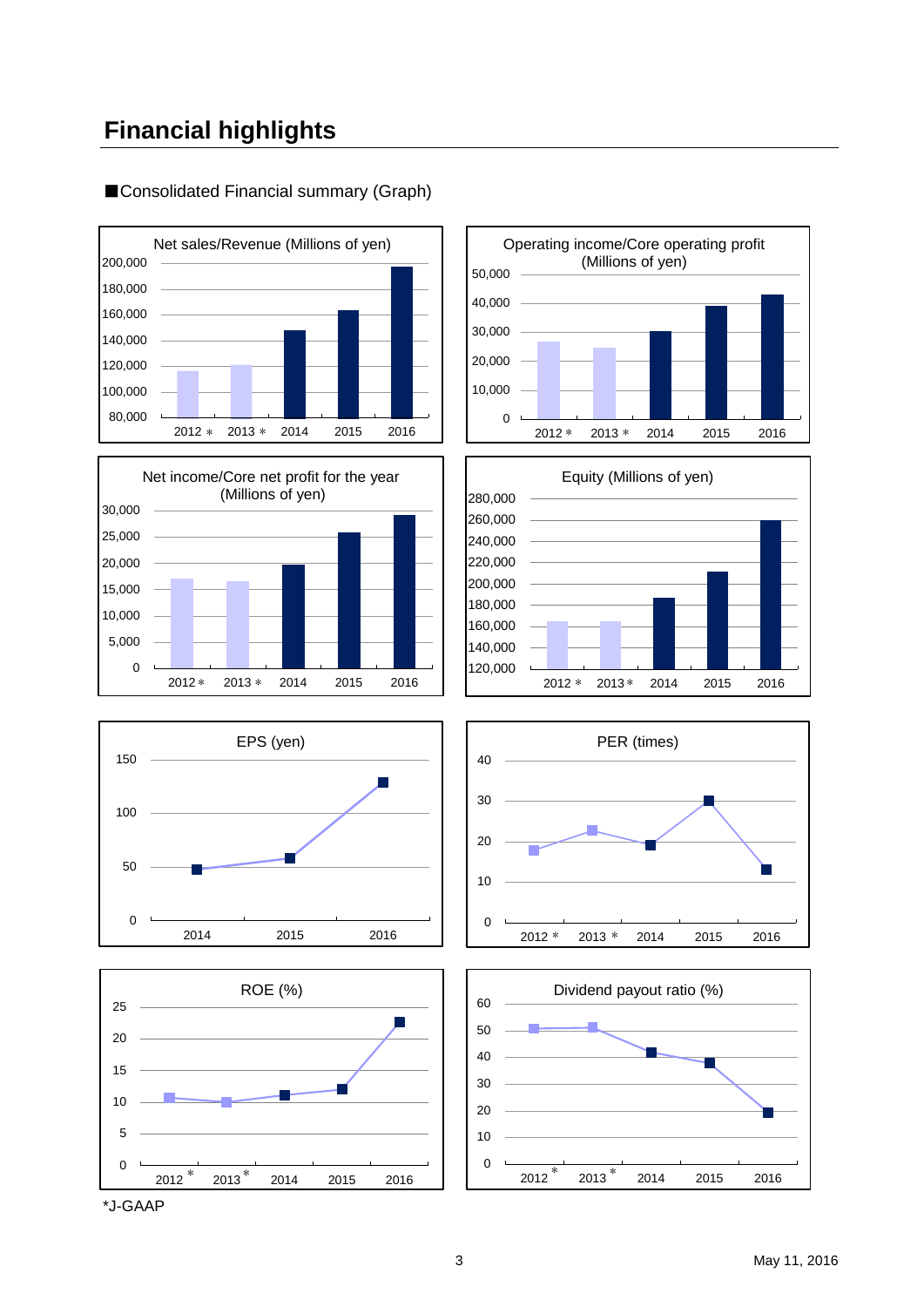## Financial highlights

■Consolidated Financial summary (Graph)

Net sales/Revenue (Millions of yen)

Operating income/Core operating profit (Millions of yen)

Net income/Core net profit for the year (Millions of yen)

Equity (Millions of yen)

EPS (yen)

PER (times)

ROE (%)

Dividend payout ratio (%)

*J-GAAP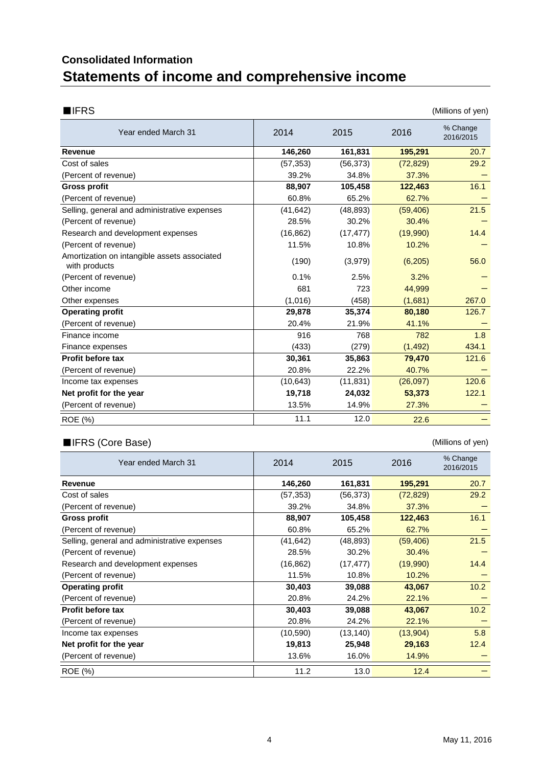## Consolidated Information

# Statements of income and comprehensive income

### ■IFRS

(Millions of yen)

| Year ended March 31 | 2014 | 2015 | 2016 | % Change 2016/2015 |
|---|---|---|---|---|
| **Revenue** | **146,260** | **161,831** | **195,291** | 20.7 |
| Cost of sales | (57,353) | (56,373) | (72,829) | 29.2 |
| (Percent of revenue) | 39.2% | 34.8% | 37.3% | – |
| **Gross profit** | **88,907** | **105,458** | **122,463** | 16.1 |
| (Percent of revenue) | 60.8% | 65.2% | 62.7% | – |
| Selling, general and administrative expenses | (41,642) | (48,893) | (59,406) | 21.5 |
| (Percent of revenue) | 28.5% | 30.2% | 30.4% | – |
| Research and development expenses | (16,862) | (17,477) | (19,990) | 14.4 |
| (Percent of revenue) | 11.5% | 10.8% | 10.2% | – |
| Amortization on intangible assets associated with products | (190) | (3,979) | (6,205) | 56.0 |
| (Percent of revenue) | 0.1% | 2.5% | 3.2% | – |
| Other income | 681 | 723 | 44,999 | – |
| Other expenses | (1,016) | (458) | (1,681) | 267.0 |
| **Operating profit** | **29,878** | **35,374** | **80,180** | 126.7 |
| (Percent of revenue) | 20.4% | 21.9% | 41.1% | – |
| Finance income | 916 | 768 | 782 | 1.8 |
| Finance expenses | (433) | (279) | (1,492) | 434.1 |
| **Profit before tax** | **30,361** | **35,863** | **79,470** | 121.6 |
| (Percent of revenue) | 20.8% | 22.2% | 40.7% | – |
| Income tax expenses | (10,643) | (11,831) | (26,097) | 120.6 |
| **Net profit for the year** | **19,718** | **24,032** | **53,373** | 122.1 |
| (Percent of revenue) | 13.5% | 14.9% | 27.3% | – |
| ROE (%) | 11.1 | 12.0 | 22.6 | – |

### ■IFRS (Core Base)

(Millions of yen)

| Year ended March 31 | 2014 | 2015 | 2016 | % Change 2016/2015 |
|---|---|---|---|---|
| **Revenue** | **146,260** | **161,831** | **195,291** | 20.7 |
| Cost of sales | (57,353) | (56,373) | (72,829) | 29.2 |
| (Percent of revenue) | 39.2% | 34.8% | 37.3% | – |
| **Gross profit** | **88,907** | **105,458** | **122,463** | 16.1 |
| (Percent of revenue) | 60.8% | 65.2% | 62.7% | – |
| Selling, general and administrative expenses | (41,642) | (48,893) | (59,406) | 21.5 |
| (Percent of revenue) | 28.5% | 30.2% | 30.4% | – |
| Research and development expenses | (16,862) | (17,477) | (19,990) | 14.4 |
| (Percent of revenue) | 11.5% | 10.8% | 10.2% | – |
| **Operating profit** | **30,403** | **39,088** | **43,067** | 10.2 |
| (Percent of revenue) | 20.8% | 24.2% | 22.1% | – |
| **Profit before tax** | **30,403** | **39,088** | **43,067** | 10.2 |
| (Percent of revenue) | 20.8% | 24.2% | 22.1% | – |
| Income tax expenses | (10,590) | (13,140) | (13,904) | 5.8 |
| **Net profit for the year** | **19,813** | **25,948** | **29,163** | 12.4 |
| (Percent of revenue) | 13.6% | 16.0% | 14.9% | – |
| ROE (%) | 11.2 | 13.0 | 12.4 | – |

May 11, 2016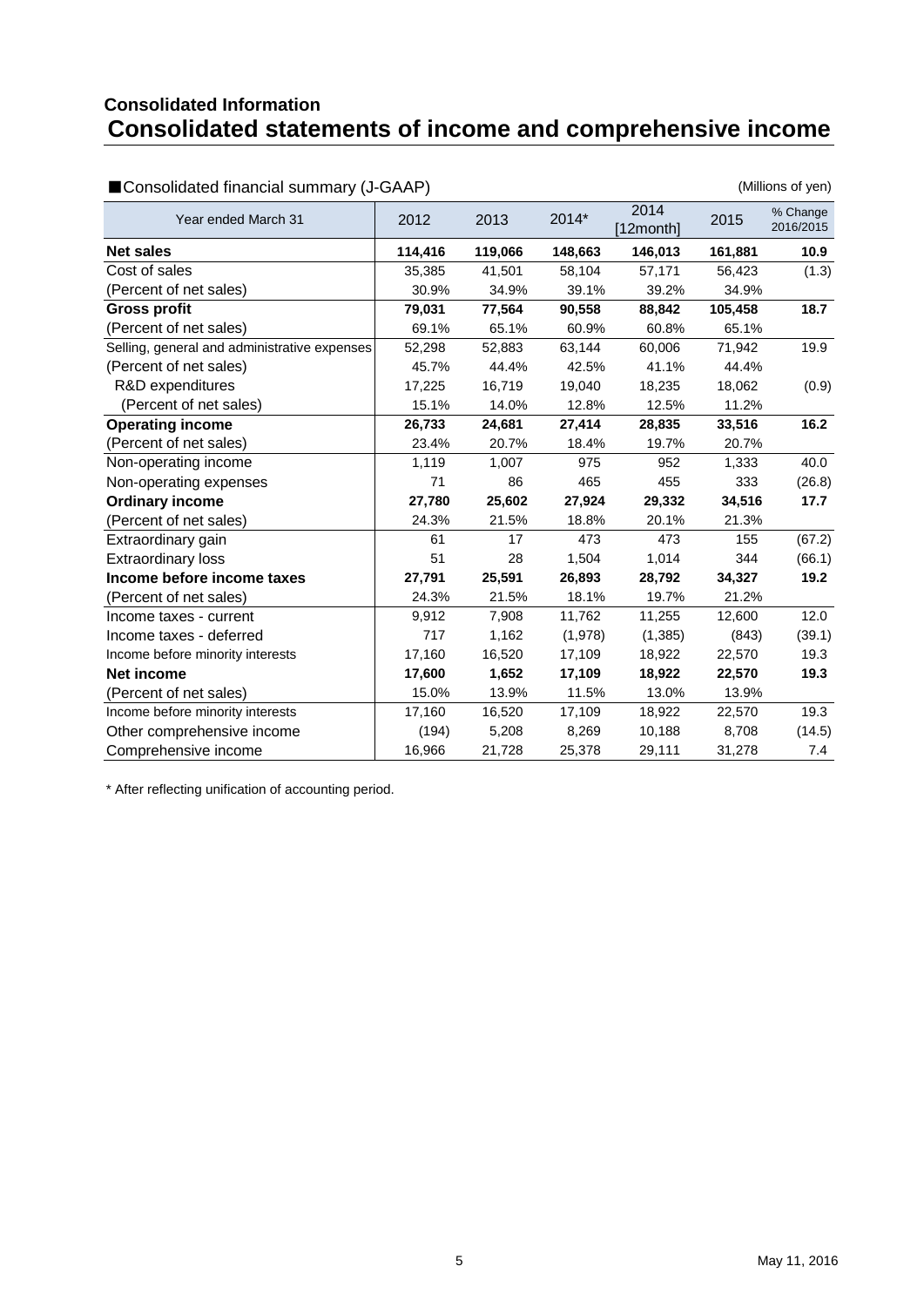## Consolidated Information

# Consolidated statements of income and comprehensive income

■Consolidated financial summary (J-GAAP) (Millions of yen)

| Year ended March 31 | 2012 | 2013 | 2014* | 2014 [12month] | 2015 | % Change 2016/2015 |
|---|---|---|---|---|---|---|
| **Net sales** | **114,416** | **119,066** | **148,663** | **146,013** | **161,881** | **10.9** |
| Cost of sales | 35,385 | 41,501 | 58,104 | 57,171 | 56,423 | (1.3) |
| (Percent of net sales) | 30.9% | 34.9% | 39.1% | 39.2% | 34.9% | |
| **Gross profit** | **79,031** | **77,564** | **90,558** | **88,842** | **105,458** | **18.7** |
| (Percent of net sales) | 69.1% | 65.1% | 60.9% | 60.8% | 65.1% | |
| Selling, general and administrative expenses | 52,298 | 52,883 | 63,144 | 60,006 | 71,942 | 19.9 |
| (Percent of net sales) | 45.7% | 44.4% | 42.5% | 41.1% | 44.4% | |
| R&D expenditures | 17,225 | 16,719 | 19,040 | 18,235 | 18,062 | (0.9) |
| (Percent of net sales) | 15.1% | 14.0% | 12.8% | 12.5% | 11.2% | |
| **Operating income** | **26,733** | **24,681** | **27,414** | **28,835** | **33,516** | **16.2** |
| (Percent of net sales) | 23.4% | 20.7% | 18.4% | 19.7% | 20.7% | |
| Non-operating income | 1,119 | 1,007 | 975 | 952 | 1,333 | 40.0 |
| Non-operating expenses | 71 | 86 | 465 | 455 | 333 | (26.8) |
| **Ordinary income** | **27,780** | **25,602** | **27,924** | **29,332** | **34,516** | **17.7** |
| (Percent of net sales) | 24.3% | 21.5% | 18.8% | 20.1% | 21.3% | |
| Extraordinary gain | 61 | 17 | 473 | 473 | 155 | (67.2) |
| Extraordinary loss | 51 | 28 | 1,504 | 1,014 | 344 | (66.1) |
| **Income before income taxes** | **27,791** | **25,591** | **26,893** | **28,792** | **34,327** | **19.2** |
| (Percent of net sales) | 24.3% | 21.5% | 18.1% | 19.7% | 21.2% | |
| Income taxes - current | 9,912 | 7,908 | 11,762 | 11,255 | 12,600 | 12.0 |
| Income taxes - deferred | 717 | 1,162 | (1,978) | (1,385) | (843) | (39.1) |
| Income before minority interests | 17,160 | 16,520 | 17,109 | 18,922 | 22,570 | 19.3 |
| **Net income** | **17,600** | **1,652** | **17,109** | **18,922** | **22,570** | **19.3** |
| (Percent of net sales) | 15.0% | 13.9% | 11.5% | 13.0% | 13.9% | |
| Income before minority interests | 17,160 | 16,520 | 17,109 | 18,922 | 22,570 | 19.3 |
| Other comprehensive income | (194) | 5,208 | 8,269 | 10,188 | 8,708 | (14.5) |
| Comprehensive income | 16,966 | 21,728 | 25,378 | 29,111 | 31,278 | 7.4 |

* After reflecting unification of accounting period.

May 11, 2016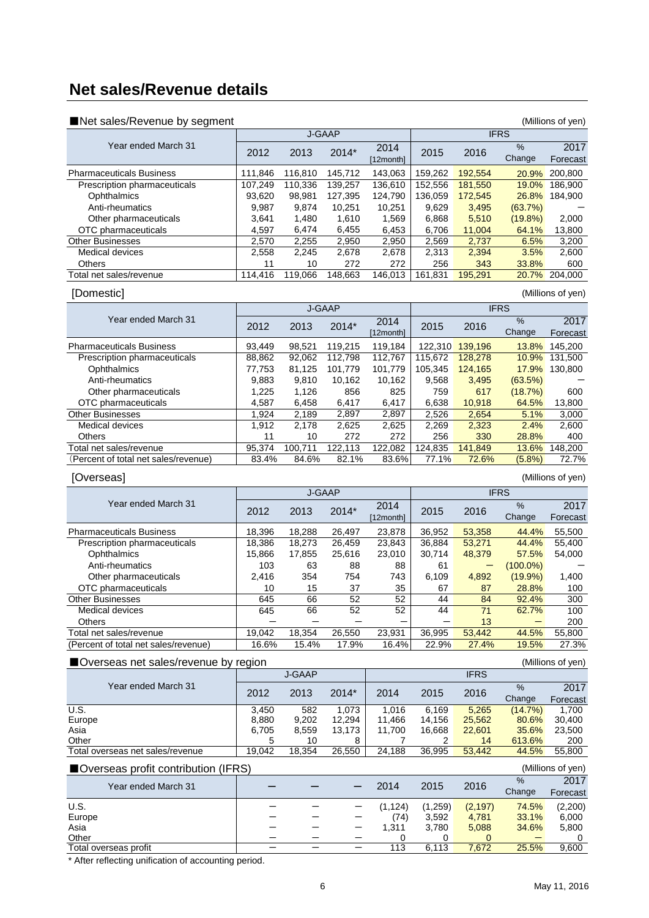# Net sales/Revenue details

■Net sales/Revenue by segment

(Millions of yen)

| Year ended March 31 | J-GAAP | | | | IFRS | | | |
|---|---|---|---|---|---|---|---|---|
| | 2012 | 2013 | 2014* | 2014 [12month] | 2015 | 2016 | % Change | 2017 Forecast |
| Pharmaceuticals Business | 111,846 | 116,810 | 145,712 | 143,063 | 159,262 | 192,554 | 20.9% | 200,800 |
| Prescription pharmaceuticals | 107,249 | 110,336 | 139,257 | 136,610 | 152,556 | 181,550 | 19.0% | 186,900 |
| Ophthalmics | 93,620 | 98,981 | 127,395 | 124,790 | 136,059 | 172,545 | 26.8% | 184,900 |
| Anti-rheumatics | 9,987 | 9,874 | 10,251 | 10,251 | 9,629 | 3,495 | (63.7%) | ― |
| Other pharmaceuticals | 3,641 | 1,480 | 1,610 | 1,569 | 6,868 | 5,510 | (19.8%) | 2,000 |
| OTC pharmaceuticals | 4,597 | 6,474 | 6,455 | 6,453 | 6,706 | 11,004 | 64.1% | 13,800 |
| Other Businesses | 2,570 | 2,255 | 2,950 | 2,950 | 2,569 | 2,737 | 6.5% | 3,200 |
| Medical devices | 2,558 | 2,245 | 2,678 | 2,678 | 2,313 | 2,394 | 3.5% | 2,600 |
| Others | 11 | 10 | 272 | 272 | 256 | 343 | 33.8% | 600 |
| Total net sales/revenue | 114,416 | 119,066 | 148,663 | 146,013 | 161,831 | 195,291 | 20.7% | 204,000 |

[Domestic]

(Millions of yen)

| Year ended March 31 | J-GAAP | | | | IFRS | | | |
|---|---|---|---|---|---|---|---|---|
| | 2012 | 2013 | 2014* | 2014 [12month] | 2015 | 2016 | % Change | 2017 Forecast |
| Pharmaceuticals Business | 93,449 | 98,521 | 119,215 | 119,184 | 122,310 | 139,196 | 13.8% | 145,200 |
| Prescription pharmaceuticals | 88,862 | 92,062 | 112,798 | 112,767 | 115,672 | 128,278 | 10.9% | 131,500 |
| Ophthalmics | 77,753 | 81,125 | 101,779 | 101,779 | 105,345 | 124,165 | 17.9% | 130,800 |
| Anti-rheumatics | 9,883 | 9,810 | 10,162 | 10,162 | 9,568 | 3,495 | (63.5%) | ― |
| Other pharmaceuticals | 1,225 | 1,126 | 856 | 825 | 759 | 617 | (18.7%) | 600 |
| OTC pharmaceuticals | 4,587 | 6,458 | 6,417 | 6,417 | 6,638 | 10,918 | 64.5% | 13,800 |
| Other Businesses | 1,924 | 2,189 | 2,897 | 2,897 | 2,526 | 2,654 | 5.1% | 3,000 |
| Medical devices | 1,912 | 2,178 | 2,625 | 2,625 | 2,269 | 2,323 | 2.4% | 2,600 |
| Others | 11 | 10 | 272 | 272 | 256 | 330 | 28.8% | 400 |
| Total net sales/revenue | 95,374 | 100,711 | 122,113 | 122,082 | 124,835 | 141,849 | 13.6% | 148,200 |
| (Percent of total net sales/revenue) | 83.4% | 84.6% | 82.1% | 83.6% | 77.1% | 72.6% | (5.8%) | 72.7% |

[Overseas]

(Millions of yen)

| Year ended March 31 | J-GAAP | | | | IFRS | | | |
|---|---|---|---|---|---|---|---|---|
| | 2012 | 2013 | 2014* | 2014 [12month] | 2015 | 2016 | % Change | 2017 Forecast |
| Pharmaceuticals Business | 18,396 | 18,288 | 26,497 | 23,878 | 36,952 | 53,358 | 44.4% | 55,500 |
| Prescription pharmaceuticals | 18,386 | 18,273 | 26,459 | 23,843 | 36,884 | 53,271 | 44.4% | 55,400 |
| Ophthalmics | 15,866 | 17,855 | 25,616 | 23,010 | 30,714 | 48,379 | 57.5% | 54,000 |
| Anti-rheumatics | 103 | 63 | 88 | 88 | 61 | ― | (100.0%) | ― |
| Other pharmaceuticals | 2,416 | 354 | 754 | 743 | 6,109 | 4,892 | (19.9%) | 1,400 |
| OTC pharmaceuticals | 10 | 15 | 37 | 35 | 67 | 87 | 28.8% | 100 |
| Other Businesses | 645 | 66 | 52 | 52 | 44 | 84 | 92.4% | 300 |
| Medical devices | 645 | 66 | 52 | 52 | 44 | 71 | 62.7% | 100 |
| Others | ― | ― | ― | ― | ― | 13 | ― | 200 |
| Total net sales/revenue | 19,042 | 18,354 | 26,550 | 23,931 | 36,995 | 53,442 | 44.5% | 55,800 |
| (Percent of total net sales/revenue) | 16.6% | 15.4% | 17.9% | 16.4% | 22.9% | 27.4% | 19.5% | 27.3% |

■Overseas net sales/revenue by region

(Millions of yen)

| Year ended March 31 | J-GAAP | | | IFRS | | | | |
|---|---|---|---|---|---|---|---|---|
| | 2012 | 2013 | 2014* | 2014 | 2015 | 2016 | % Change | 2017 Forecast |
| U.S. | 3,450 | 582 | 1,073 | 1,016 | 6,169 | 5,265 | (14.7%) | 1,700 |
| Europe | 8,880 | 9,202 | 12,294 | 11,466 | 14,156 | 25,562 | 80.6% | 30,400 |
| Asia | 6,705 | 8,559 | 13,173 | 11,700 | 16,668 | 22,601 | 35.6% | 23,500 |
| Other | 5 | 10 | 8 | 7 | 2 | 14 | 613.6% | 200 |
| Total overseas net sales/revenue | 19,042 | 18,354 | 26,550 | 24,188 | 36,995 | 53,442 | 44.5% | 55,800 |

■Overseas profit contribution (IFRS)

(Millions of yen)

| Year ended March 31 | ― | ― | ― | 2014 | 2015 | 2016 | % Change | 2017 Forecast |
|---|---|---|---|---|---|---|---|---|
| U.S. | ― | ― | ― | (1,124) | (1,259) | (2,197) | 74.5% | (2,200) |
| Europe | ― | ― | ― | (74) | 3,592 | 4,781 | 33.1% | 6,000 |
| Asia | ― | ― | ― | 1,311 | 3,780 | 5,088 | 34.6% | 5,800 |
| Other | ― | ― | ― | 0 | 0 | 0 | ― | 0 |
| Total overseas profit | ― | ― | ― | 113 | 6,113 | 7,672 | 25.5% | 9,600 |

* After reflecting unification of accounting period.

May 11, 2016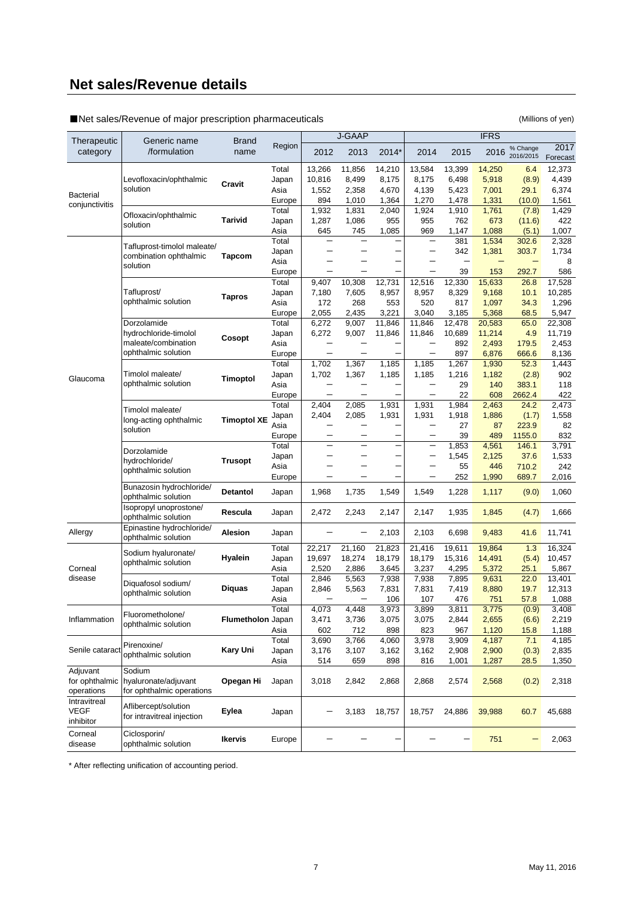# Net sales/Revenue details

■Net sales/Revenue of major prescription pharmaceuticals

(Millions of yen)

| Therapeutic category | Generic name /formulation | Brand name | Region | J-GAAP | | | IFRS | | | | |
|---|---|---|---|---|---|---|---|---|---|---|---|
| | | | | 2012 | 2013 | 2014* | 2014 | 2015 | 2016 | % Change 2016/2015 | 2017 Forecast |
| Bacterial conjunctivitis | Levofloxacin/ophthalmic solution | Cravit | Total | 13,266 | 11,856 | 14,210 | 13,584 | 13,399 | 14,250 | 6.4 | 12,373 |
| | | | Japan | 10,816 | 8,499 | 8,175 | 8,175 | 6,498 | 5,918 | (8.9) | 4,439 |
| | | | Asia | 1,552 | 2,358 | 4,670 | 4,139 | 5,423 | 7,001 | 29.1 | 6,374 |
| | | | Europe | 894 | 1,010 | 1,364 | 1,270 | 1,478 | 1,331 | (10.0) | 1,561 |
| | Ofloxacin/ophthalmic solution | Tarivid | Total | 1,932 | 1,831 | 2,040 | 1,924 | 1,910 | 1,761 | (7.8) | 1,429 |
| | | | Japan | 1,287 | 1,086 | 955 | 955 | 762 | 673 | (11.6) | 422 |
| | | | Asia | 645 | 745 | 1,085 | 969 | 1,147 | 1,088 | (5.1) | 1,007 |
| Glaucoma | Tafluprost-timolol maleate/ combination ophthalmic solution | Tapcom | Total | — | — | — | — | 381 | 1,534 | 302.6 | 2,328 |
| | | | Japan | — | — | — | — | 342 | 1,381 | 303.7 | 1,734 |
| | | | Asia | — | — | — | — | — | — | — | 8 |
| | | | Europe | — | — | — | — | 39 | 153 | 292.7 | 586 |
| | Tafluprost/ ophthalmic solution | Tapros | Total | 9,407 | 10,308 | 12,731 | 12,516 | 12,330 | 15,633 | 26.8 | 17,528 |
| | | | Japan | 7,180 | 7,605 | 8,957 | 8,957 | 8,329 | 9,168 | 10.1 | 10,285 |
| | | | Asia | 172 | 268 | 553 | 520 | 817 | 1,097 | 34.3 | 1,296 |
| | | | Europe | 2,055 | 2,435 | 3,221 | 3,040 | 3,185 | 5,368 | 68.5 | 5,947 |
| | Dorzolamide hydrochloride-timolol maleate/combination ophthalmic solution | Cosopt | Total | 6,272 | 9,007 | 11,846 | 11,846 | 12,478 | 20,583 | 65.0 | 22,308 |
| | | | Japan | 6,272 | 9,007 | 11,846 | 11,846 | 10,689 | 11,214 | 4.9 | 11,719 |
| | | | Asia | — | — | — | — | 892 | 2,493 | 179.5 | 2,453 |
| | | | Europe | — | — | — | — | 897 | 6,876 | 666.6 | 8,136 |
| | Timolol maleate/ ophthalmic solution | Timoptol | Total | 1,702 | 1,367 | 1,185 | 1,185 | 1,267 | 1,930 | 52.3 | 1,443 |
| | | | Japan | 1,702 | 1,367 | 1,185 | 1,185 | 1,216 | 1,182 | (2.8) | 902 |
| | | | Asia | — | — | — | — | 29 | 140 | 383.1 | 118 |
| | | | Europe | — | — | — | — | 22 | 608 | 2662.4 | 422 |
| | Timolol maleate/ long-acting ophthalmic solution | Timoptol XE | Total | 2,404 | 2,085 | 1,931 | 1,931 | 1,984 | 2,463 | 24.2 | 2,473 |
| | | | Japan | 2,404 | 2,085 | 1,931 | 1,931 | 1,918 | 1,886 | (1.7) | 1,558 |
| | | | Asia | — | — | — | — | 27 | 87 | 223.9 | 82 |
| | | | Europe | — | — | — | — | 39 | 489 | 1155.0 | 832 |
| | Dorzolamide hydrochloride/ ophthalmic solution | Trusopt | Total | — | — | — | — | 1,853 | 4,561 | 146.1 | 3,791 |
| | | | Japan | — | — | — | — | 1,545 | 2,125 | 37.6 | 1,533 |
| | | | Asia | — | — | — | — | 55 | 446 | 710.2 | 242 |
| | | | Europe | — | — | — | — | 252 | 1,990 | 689.7 | 2,016 |
| | Bunazosin hydrochloride/ ophthalmic solution | Detantol | Japan | 1,968 | 1,735 | 1,549 | 1,549 | 1,228 | 1,117 | (9.0) | 1,060 |
| | Isopropyl unoprostone/ ophthalmic solution | Rescula | Japan | 2,472 | 2,243 | 2,147 | 2,147 | 1,935 | 1,845 | (4.7) | 1,666 |
| Allergy | Epinastine hydrochloride/ ophthalmic solution | Alesion | Japan | — | — | 2,103 | 2,103 | 6,698 | 9,483 | 41.6 | 11,741 |
| Corneal disease | Sodium hyaluronate/ ophthalmic solution | Hyalein | Total | 22,217 | 21,160 | 21,823 | 21,416 | 19,611 | 19,864 | 1.3 | 16,324 |
| | | | Japan | 19,697 | 18,274 | 18,179 | 18,179 | 15,316 | 14,491 | (5.4) | 10,457 |
| | | | Asia | 2,520 | 2,886 | 3,645 | 3,237 | 4,295 | 5,372 | 25.1 | 5,867 |
| | Diquafosol sodium/ ophthalmic solution | Diquas | Total | 2,846 | 5,563 | 7,938 | 7,938 | 7,895 | 9,631 | 22.0 | 13,401 |
| | | | Japan | 2,846 | 5,563 | 7,831 | 7,831 | 7,419 | 8,880 | 19.7 | 12,313 |
| | | | Asia | — | — | 106 | 107 | 476 | 751 | 57.8 | 1,088 |
| Inflammation | Fluorometholone/ ophthalmic solution | Flumetholon | Total | 4,073 | 4,448 | 3,973 | 3,899 | 3,811 | 3,775 | (0.9) | 3,408 |
| | | | Japan | 3,471 | 3,736 | 3,075 | 3,075 | 2,844 | 2,655 | (6.6) | 2,219 |
| | | | Asia | 602 | 712 | 898 | 823 | 967 | 1,120 | 15.8 | 1,188 |
| Senile cataract | Pirenoxine/ ophthalmic solution | Kary Uni | Total | 3,690 | 3,766 | 4,060 | 3,978 | 3,909 | 4,187 | 7.1 | 4,185 |
| | | | Japan | 3,176 | 3,107 | 3,162 | 3,162 | 2,908 | 2,900 | (0.3) | 2,835 |
| | | | Asia | 514 | 659 | 898 | 816 | 1,001 | 1,287 | 28.5 | 1,350 |
| Adjuvant for ophthalmic operations | Sodium hyaluronate/adjuvant for ophthalmic operations | Opegan Hi | Japan | 3,018 | 2,842 | 2,868 | 2,868 | 2,574 | 2,568 | (0.2) | 2,318 |
| Intravitreal VEGF inhibitor | Aflibercept/solution for intravitreal injection | Eylea | Japan | — | 3,183 | 18,757 | 18,757 | 24,886 | 39,988 | 60.7 | 45,688 |
| Corneal disease | Ciclosporin/ ophthalmic solution | Ikervis | Europe | — | — | — | — | — | 751 | — | 2,063 |

\* After reflecting unification of accounting period.

May 11, 2016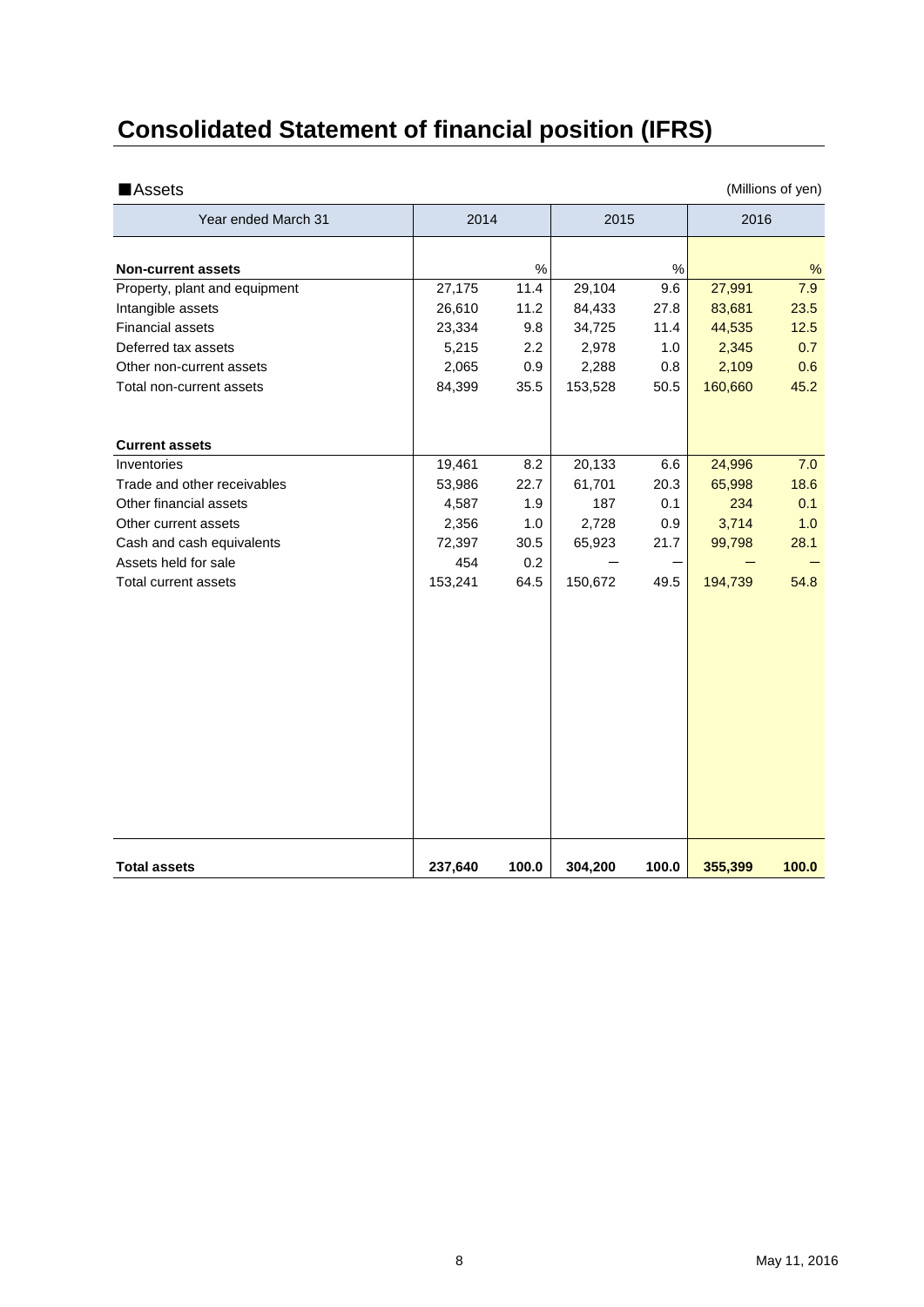# Consolidated Statement of financial position (IFRS)

■Assets

(Millions of yen)

| Year ended March 31 | 2014 | | 2015 | | 2016 | |
|---|---|---|---|---|---|---|
| **Non-current assets** | | % | | % | | % |
| Property, plant and equipment | 27,175 | 11.4 | 29,104 | 9.6 | 27,991 | 7.9 |
| Intangible assets | 26,610 | 11.2 | 84,433 | 27.8 | 83,681 | 23.5 |
| Financial assets | 23,334 | 9.8 | 34,725 | 11.4 | 44,535 | 12.5 |
| Deferred tax assets | 5,215 | 2.2 | 2,978 | 1.0 | 2,345 | 0.7 |
| Other non-current assets | 2,065 | 0.9 | 2,288 | 0.8 | 2,109 | 0.6 |
| Total non-current assets | 84,399 | 35.5 | 153,528 | 50.5 | 160,660 | 45.2 |
| **Current assets** | | | | | | |
| Inventories | 19,461 | 8.2 | 20,133 | 6.6 | 24,996 | 7.0 |
| Trade and other receivables | 53,986 | 22.7 | 61,701 | 20.3 | 65,998 | 18.6 |
| Other financial assets | 4,587 | 1.9 | 187 | 0.1 | 234 | 0.1 |
| Other current assets | 2,356 | 1.0 | 2,728 | 0.9 | 3,714 | 1.0 |
| Cash and cash equivalents | 72,397 | 30.5 | 65,923 | 21.7 | 99,798 | 28.1 |
| Assets held for sale | 454 | 0.2 | ― | ― | ― | ― |
| Total current assets | 153,241 | 64.5 | 150,672 | 49.5 | 194,739 | 54.8 |
| **Total assets** | **237,640** | **100.0** | **304,200** | **100.0** | **355,399** | **100.0** |

May 11, 2016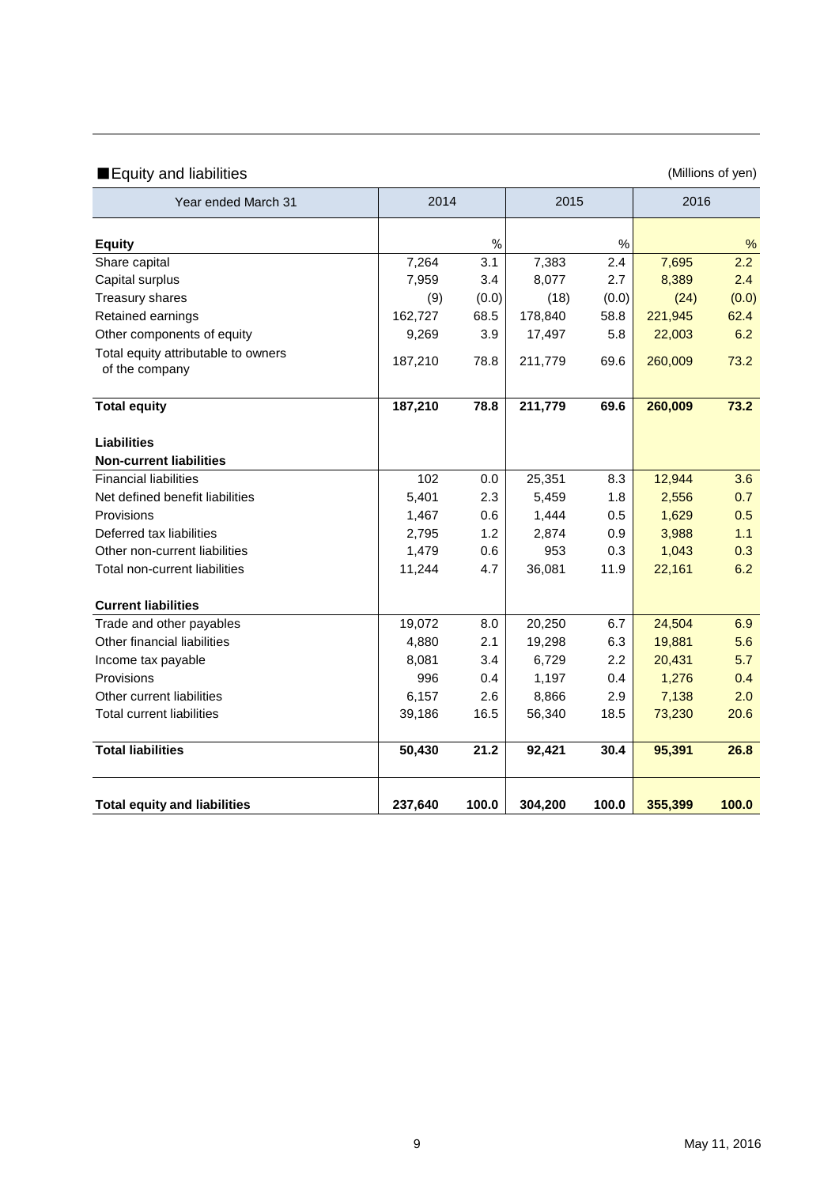## ■Equity and liabilities

(Millions of yen)

| Year ended March 31 | 2014 | | 2015 | | 2016 | |
|---|---|---|---|---|---|---|
| **Equity** | | % | | % | | % |
| Share capital | 7,264 | 3.1 | 7,383 | 2.4 | 7,695 | 2.2 |
| Capital surplus | 7,959 | 3.4 | 8,077 | 2.7 | 8,389 | 2.4 |
| Treasury shares | (9) | (0.0) | (18) | (0.0) | (24) | (0.0) |
| Retained earnings | 162,727 | 68.5 | 178,840 | 58.8 | 221,945 | 62.4 |
| Other components of equity | 9,269 | 3.9 | 17,497 | 5.8 | 22,003 | 6.2 |
| Total equity attributable to owners of the company | 187,210 | 78.8 | 211,779 | 69.6 | 260,009 | 73.2 |
| **Total equity** | **187,210** | **78.8** | **211,779** | **69.6** | **260,009** | **73.2** |
| **Liabilities** | | | | | | |
| **Non-current liabilities** | | | | | | |
| Financial liabilities | 102 | 0.0 | 25,351 | 8.3 | 12,944 | 3.6 |
| Net defined benefit liabilities | 5,401 | 2.3 | 5,459 | 1.8 | 2,556 | 0.7 |
| Provisions | 1,467 | 0.6 | 1,444 | 0.5 | 1,629 | 0.5 |
| Deferred tax liabilities | 2,795 | 1.2 | 2,874 | 0.9 | 3,988 | 1.1 |
| Other non-current liabilities | 1,479 | 0.6 | 953 | 0.3 | 1,043 | 0.3 |
| Total non-current liabilities | 11,244 | 4.7 | 36,081 | 11.9 | 22,161 | 6.2 |
| **Current liabilities** | | | | | | |
| Trade and other payables | 19,072 | 8.0 | 20,250 | 6.7 | 24,504 | 6.9 |
| Other financial liabilities | 4,880 | 2.1 | 19,298 | 6.3 | 19,881 | 5.6 |
| Income tax payable | 8,081 | 3.4 | 6,729 | 2.2 | 20,431 | 5.7 |
| Provisions | 996 | 0.4 | 1,197 | 0.4 | 1,276 | 0.4 |
| Other current liabilities | 6,157 | 2.6 | 8,866 | 2.9 | 7,138 | 2.0 |
| Total current liabilities | 39,186 | 16.5 | 56,340 | 18.5 | 73,230 | 20.6 |
| **Total liabilities** | **50,430** | **21.2** | **92,421** | **30.4** | **95,391** | **26.8** |
| **Total equity and liabilities** | **237,640** | **100.0** | **304,200** | **100.0** | **355,399** | **100.0** |

May 11, 2016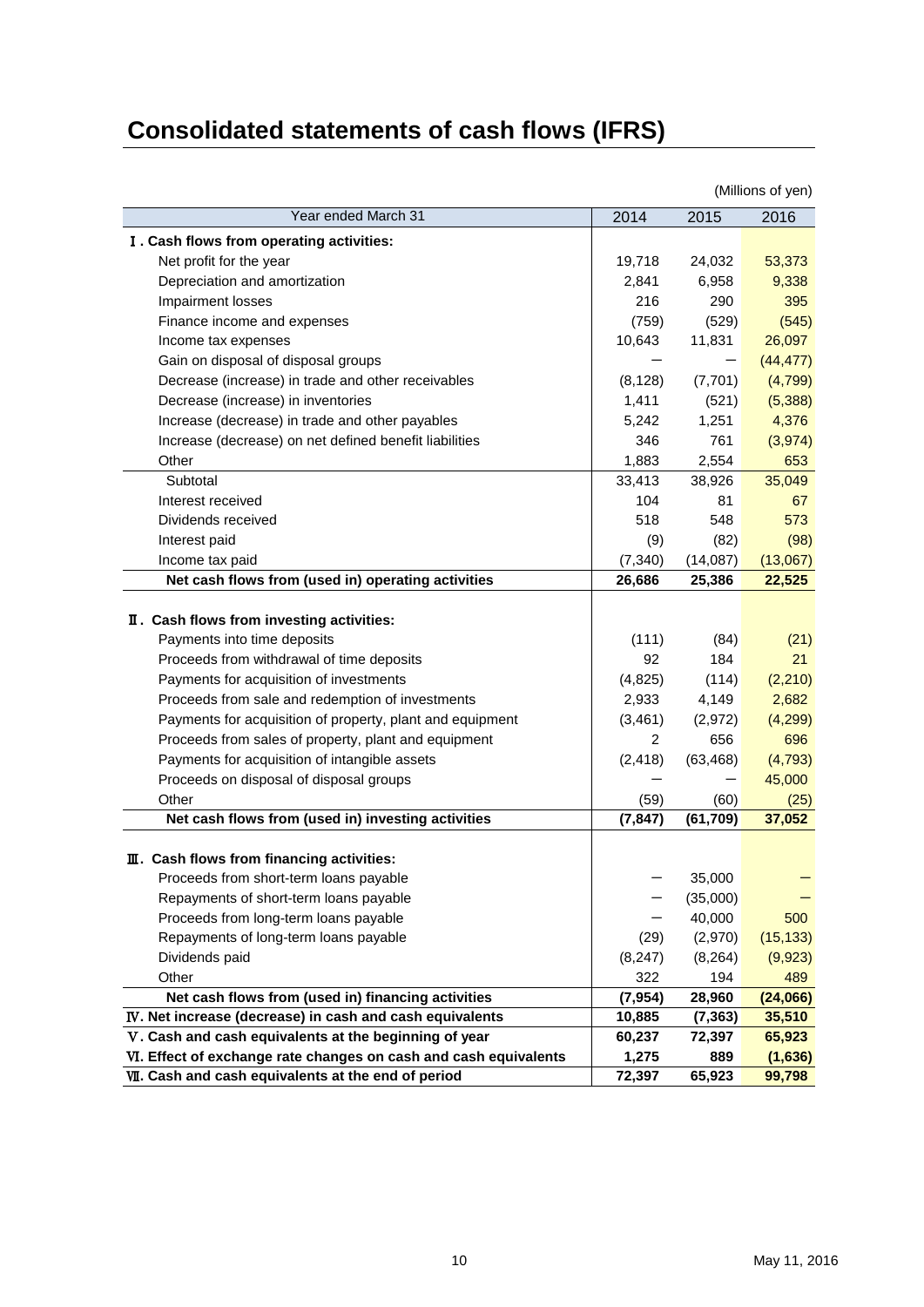# Consolidated statements of cash flows (IFRS)

(Millions of yen)

| Year ended March 31 | 2014 | 2015 | 2016 |
|---|---|---|---|
| **Ⅰ. Cash flows from operating activities:** | | | |
| Net profit for the year | 19,718 | 24,032 | 53,373 |
| Depreciation and amortization | 2,841 | 6,958 | 9,338 |
| Impairment losses | 216 | 290 | 395 |
| Finance income and expenses | (759) | (529) | (545) |
| Income tax expenses | 10,643 | 11,831 | 26,097 |
| Gain on disposal of disposal groups | – | – | (44,477) |
| Decrease (increase) in trade and other receivables | (8,128) | (7,701) | (4,799) |
| Decrease (increase) in inventories | 1,411 | (521) | (5,388) |
| Increase (decrease) in trade and other payables | 5,242 | 1,251 | 4,376 |
| Increase (decrease) on net defined benefit liabilities | 346 | 761 | (3,974) |
| Other | 1,883 | 2,554 | 653 |
| Subtotal | 33,413 | 38,926 | 35,049 |
| Interest received | 104 | 81 | 67 |
| Dividends received | 518 | 548 | 573 |
| Interest paid | (9) | (82) | (98) |
| Income tax paid | (7,340) | (14,087) | (13,067) |
| **Net cash flows from (used in) operating activities** | **26,686** | **25,386** | **22,525** |
| **Ⅱ. Cash flows from investing activities:** | | | |
| Payments into time deposits | (111) | (84) | (21) |
| Proceeds from withdrawal of time deposits | 92 | 184 | 21 |
| Payments for acquisition of investments | (4,825) | (114) | (2,210) |
| Proceeds from sale and redemption of investments | 2,933 | 4,149 | 2,682 |
| Payments for acquisition of property, plant and equipment | (3,461) | (2,972) | (4,299) |
| Proceeds from sales of property, plant and equipment | 2 | 656 | 696 |
| Payments for acquisition of intangible assets | (2,418) | (63,468) | (4,793) |
| Proceeds on disposal of disposal groups | – | – | 45,000 |
| Other | (59) | (60) | (25) |
| **Net cash flows from (used in) investing activities** | **(7,847)** | **(61,709)** | **37,052** |
| **Ⅲ. Cash flows from financing activities:** | | | |
| Proceeds from short-term loans payable | – | 35,000 | – |
| Repayments of short-term loans payable | – | (35,000) | – |
| Proceeds from long-term loans payable | – | 40,000 | 500 |
| Repayments of long-term loans payable | (29) | (2,970) | (15,133) |
| Dividends paid | (8,247) | (8,264) | (9,923) |
| Other | 322 | 194 | 489 |
| **Net cash flows from (used in) financing activities** | **(7,954)** | **28,960** | **(24,066)** |
| **Ⅳ. Net increase (decrease) in cash and cash equivalents** | **10,885** | **(7,363)** | **35,510** |
| **Ⅴ. Cash and cash equivalents at the beginning of year** | **60,237** | **72,397** | **65,923** |
| **Ⅵ. Effect of exchange rate changes on cash and cash equivalents** | **1,275** | **889** | **(1,636)** |
| **Ⅶ. Cash and cash equivalents at the end of period** | **72,397** | **65,923** | **99,798** |

May 11, 2016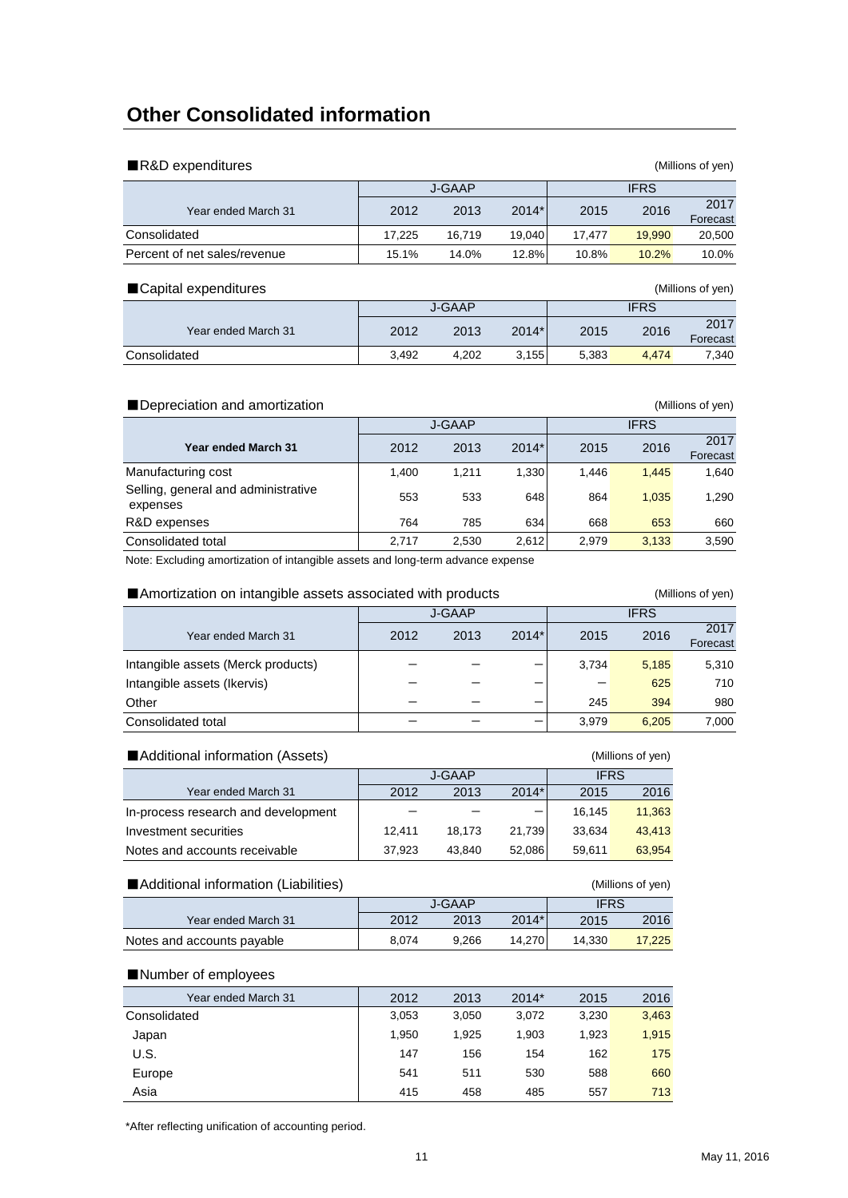# Other Consolidated information

## ■R&D expenditures

(Millions of yen)

| Year ended March 31 | J-GAAP | | | IFRS | | |
|---|---|---|---|---|---|---|
| | 2012 | 2013 | 2014* | 2015 | 2016 | 2017 Forecast |
| Consolidated | 17,225 | 16,719 | 19,040 | 17,477 | 19,990 | 20,500 |
| Percent of net sales/revenue | 15.1% | 14.0% | 12.8% | 10.8% | 10.2% | 10.0% |

## ■Capital expenditures

(Millions of yen)

| Year ended March 31 | J-GAAP | | | IFRS | | |
|---|---|---|---|---|---|---|
| | 2012 | 2013 | 2014* | 2015 | 2016 | 2017 Forecast |
| Consolidated | 3,492 | 4,202 | 3,155 | 5,383 | 4,474 | 7,340 |

## ■Depreciation and amortization

(Millions of yen)

| Year ended March 31 | J-GAAP | | | IFRS | | |
|---|---|---|---|---|---|---|
| | 2012 | 2013 | 2014* | 2015 | 2016 | 2017 Forecast |
| Manufacturing cost | 1,400 | 1,211 | 1,330 | 1,446 | 1,445 | 1,640 |
| Selling, general and administrative expenses | 553 | 533 | 648 | 864 | 1,035 | 1,290 |
| R&D expenses | 764 | 785 | 634 | 668 | 653 | 660 |
| Consolidated total | 2,717 | 2,530 | 2,612 | 2,979 | 3,133 | 3,590 |

Note: Excluding amortization of intangible assets and long-term advance expense

## ■Amortization on intangible assets associated with products

(Millions of yen)

| Year ended March 31 | J-GAAP | | | IFRS | | |
|---|---|---|---|---|---|---|
| | 2012 | 2013 | 2014* | 2015 | 2016 | 2017 Forecast |
| Intangible assets (Merck products) | – | – | – | 3,734 | 5,185 | 5,310 |
| Intangible assets (Ikervis) | – | – | – | – | 625 | 710 |
| Other | – | – | – | 245 | 394 | 980 |
| Consolidated total | – | – | – | 3,979 | 6,205 | 7,000 |

## ■Additional information (Assets)

(Millions of yen)

| Year ended March 31 | J-GAAP | | | IFRS | |
|---|---|---|---|---|---|
| | 2012 | 2013 | 2014* | 2015 | 2016 |
| In-process research and development | – | – | – | 16,145 | 11,363 |
| Investment securities | 12,411 | 18,173 | 21,739 | 33,634 | 43,413 |
| Notes and accounts receivable | 37,923 | 43,840 | 52,086 | 59,611 | 63,954 |

## ■Additional information (Liabilities)

(Millions of yen)

| Year ended March 31 | J-GAAP | | | IFRS | |
|---|---|---|---|---|---|
| | 2012 | 2013 | 2014* | 2015 | 2016 |
| Notes and accounts payable | 8,074 | 9,266 | 14,270 | 14,330 | 17,225 |

## ■Number of employees

| Year ended March 31 | 2012 | 2013 | 2014* | 2015 | 2016 |
|---|---|---|---|---|---|
| Consolidated | 3,053 | 3,050 | 3,072 | 3,230 | 3,463 |
| Japan | 1,950 | 1,925 | 1,903 | 1,923 | 1,915 |
| U.S. | 147 | 156 | 154 | 162 | 175 |
| Europe | 541 | 511 | 530 | 588 | 660 |
| Asia | 415 | 458 | 485 | 557 | 713 |

*After reflecting unification of accounting period.

May 11, 2016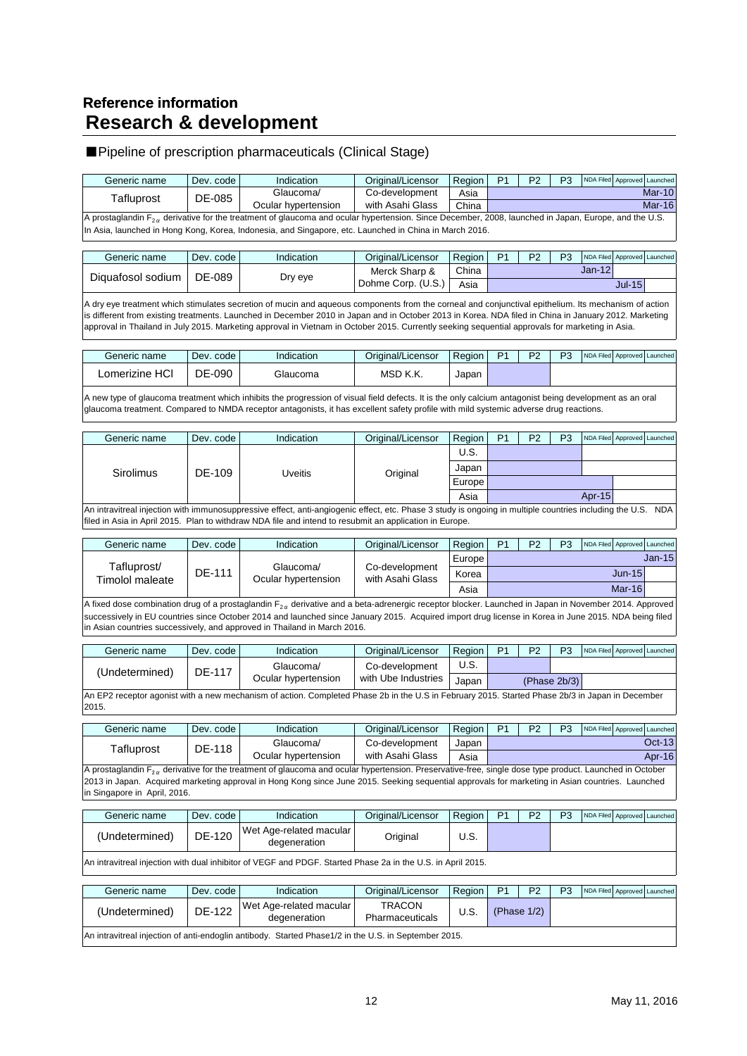## Reference information

# Research & development

### ■Pipeline of prescription pharmaceuticals (Clinical Stage)

| Generic name | Dev. code | Indication | Original/Licensor | Region | P1 | P2 | P3 | NDA Filed | Approved | Launched |
|---|---|---|---|---|---|---|---|---|---|---|
| Tafluprost | DE-085 | Glaucoma/ Ocular hypertension | Co-development with Asahi Glass | Asia | | | | | | Mar-10 |
| | | | | China | | | | | | Mar-16 |

A prostaglandin $F_{2\alpha}$ derivative for the treatment of glaucoma and ocular hypertension. Since December, 2008, launched in Japan, Europe, and the U.S. In Asia, launched in Hong Kong, Korea, Indonesia, and Singapore, etc. Launched in China in March 2016.

| Generic name | Dev. code | Indication | Original/Licensor | Region | P1 | P2 | P3 | NDA Filed | Approved | Launched |
|---|---|---|---|---|---|---|---|---|---|---|
| Diquafosol sodium | DE-089 | Dry eye | Merck Sharp & Dohme Corp. (U.S.) | China | | | | Jan-12 | | |
| | | | | Asia | | | | | Jul-15 | |

A dry eye treatment which stimulates secretion of mucin and aqueous components from the corneal and conjunctival epithelium. Its mechanism of action is different from existing treatments. Launched in December 2010 in Japan and in October 2013 in Korea. NDA filed in China in January 2012. Marketing approval in Thailand in July 2015. Marketing approval in Vietnam in October 2015. Currently seeking sequential approvals for marketing in Asia.

| Generic name | Dev. code | Indication | Original/Licensor | Region | P1 | P2 | P3 | NDA Filed | Approved | Launched |
|---|---|---|---|---|---|---|---|---|---|---|
| Lomerizine HCl | DE-090 | Glaucoma | MSD K.K. | Japan | | | | | | |

A new type of glaucoma treatment which inhibits the progression of visual field defects. It is the only calcium antagonist being development as an oral glaucoma treatment. Compared to NMDA receptor antagonists, it has excellent safety profile with mild systemic adverse drug reactions.

| Generic name | Dev. code | Indication | Original/Licensor | Region | P1 | P2 | P3 | NDA Filed | Approved | Launched |
|---|---|---|---|---|---|---|---|---|---|---|
| Sirolimus | DE-109 | Uveitis | Original | U.S. | | | | | | |
| | | | | Japan | | | | | | |
| | | | | Europe | | | | | | |
| | | | | Asia | | | | Apr-15 | | |

An intravitreal injection with immunosuppressive effect, anti-angiogenic effect, etc. Phase 3 study is ongoing in multiple countries including the U.S. NDA filed in Asia in April 2015. Plan to withdraw NDA file and intend to resubmit an application in Europe.

| Generic name | Dev. code | Indication | Original/Licensor | Region | P1 | P2 | P3 | NDA Filed | Approved | Launched |
|---|---|---|---|---|---|---|---|---|---|---|
| Tafluprost/ Timolol maleate | DE-111 | Glaucoma/ Ocular hypertension | Co-development with Asahi Glass | Europe | | | | | | Jan-15 |
| | | | | Korea | | | | | Jun-15 | |
| | | | | Asia | | | | | Mar-16 | |

A fixed dose combination drug of a prostaglandin $F_{2\alpha}$ derivative and a beta-adrenergic receptor blocker. Launched in Japan in November 2014. Approved successively in EU countries since October 2014 and launched since January 2015. Acquired import drug license in Korea in June 2015. NDA being filed in Asian countries successively, and approved in Thailand in March 2016.

| Generic name | Dev. code | Indication | Original/Licensor | Region | P1 | P2 | P3 | NDA Filed | Approved | Launched |
|---|---|---|---|---|---|---|---|---|---|---|
| (Undetermined) | DE-117 | Glaucoma/ Ocular hypertension | Co-development with Ube Industries | U.S. | | | | | | |
| | | | | Japan | | (Phase 2b/3) | | | | |

An EP2 receptor agonist with a new mechanism of action. Completed Phase 2b in the U.S in February 2015. Started Phase 2b/3 in Japan in December 2015.

| Generic name | Dev. code | Indication | Original/Licensor | Region | P1 | P2 | P3 | NDA Filed | Approved | Launched |
|---|---|---|---|---|---|---|---|---|---|---|
| Tafluprost | DE-118 | Glaucoma/ Ocular hypertension | Co-development with Asahi Glass | Japan | | | | | | Oct-13 |
| | | | | Asia | | | | | | Apr-16 |

A prostaglandin $F_{2\alpha}$ derivative for the treatment of glaucoma and ocular hypertension. Preservative-free, single dose type product. Launched in October 2013 in Japan. Acquired marketing approval in Hong Kong since June 2015. Seeking sequential approvals for marketing in Asian countries. Launched in Singapore in April, 2016.

| Generic name | Dev. code | Indication | Original/Licensor | Region | P1 | P2 | P3 | NDA Filed | Approved | Launched |
|---|---|---|---|---|---|---|---|---|---|---|
| (Undetermined) | DE-120 | Wet Age-related macular degeneration | Original | U.S. | | | | | | |

An intravitreal injection with dual inhibitor of VEGF and PDGF. Started Phase 2a in the U.S. in April 2015.

| Generic name | Dev. code | Indication | Original/Licensor | Region | P1 | P2 | P3 | NDA Filed | Approved | Launched |
|---|---|---|---|---|---|---|---|---|---|---|
| (Undetermined) | DE-122 | Wet Age-related macular degeneration | TRACON Pharmaceuticals | U.S. | (Phase 1/2) | | | | | |

An intravitreal injection of anti-endoglin antibody. Started Phase1/2 in the U.S. in September 2015.

May 11, 2016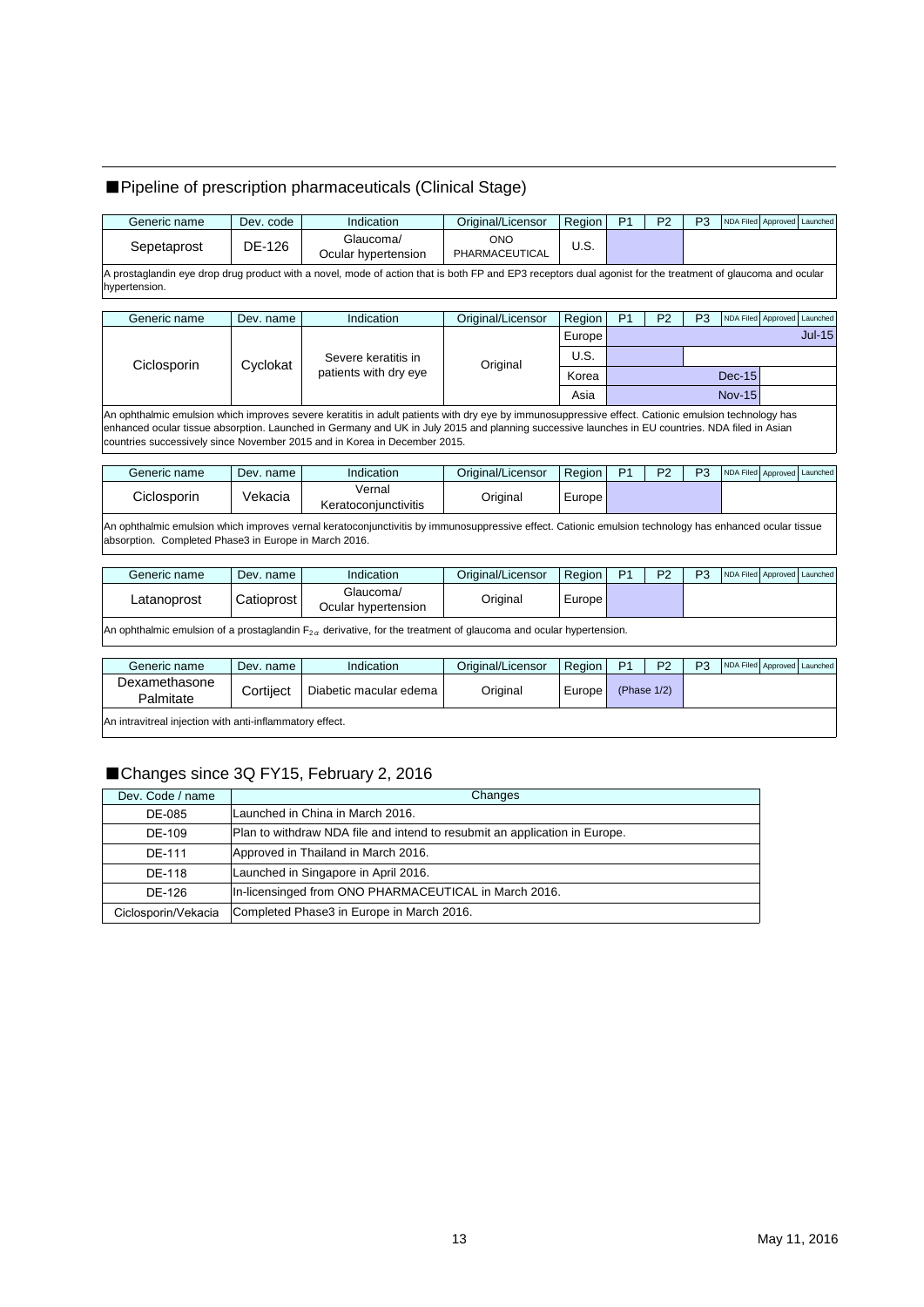## ■Pipeline of prescription pharmaceuticals (Clinical Stage)

| Generic name | Dev. code | Indication | Original/Licensor | Region | P1 | P2 | P3 | NDA Filed | Approved | Launched |
|---|---|---|---|---|---|---|---|---|---|---|
| Sepetaprost | DE-126 | Glaucoma/ Ocular hypertension | ONO PHARMACEUTICAL | U.S. | | | | | | |

A prostaglandin eye drop drug product with a novel, mode of action that is both FP and EP3 receptors dual agonist for the treatment of glaucoma and ocular hypertension.

| Generic name | Dev. name | Indication | Original/Licensor | Region | P1 | P2 | P3 | NDA Filed | Approved | Launched |
|---|---|---|---|---|---|---|---|---|---|---|
| Ciclosporin | Cyclokat | Severe keratitis in patients with dry eye | Original | Europe | | | | | | Jul-15 |
| | | | | U.S. | | | | | | |
| | | | | Korea | | | | Dec-15 | | |
| | | | | Asia | | | | Nov-15 | | |

An ophthalmic emulsion which improves severe keratitis in adult patients with dry eye by immunosuppressive effect. Cationic emulsion technology has enhanced ocular tissue absorption. Launched in Germany and UK in July 2015 and planning successive launches in EU countries. NDA filed in Asian countries successively since November 2015 and in Korea in December 2015.

| Generic name | Dev. name | Indication | Original/Licensor | Region | P1 | P2 | P3 | NDA Filed | Approved | Launched |
|---|---|---|---|---|---|---|---|---|---|---|
| Ciclosporin | Vekacia | Vernal Keratoconjunctivitis | Original | Europe | | | | | | |

An ophthalmic emulsion which improves vernal keratoconjunctivitis by immunosuppressive effect. Cationic emulsion technology has enhanced ocular tissue absorption. Completed Phase3 in Europe in March 2016.

| Generic name | Dev. name | Indication | Original/Licensor | Region | P1 | P2 | P3 | NDA Filed | Approved | Launched |
|---|---|---|---|---|---|---|---|---|---|---|
| Latanoprost | Catioprost | Glaucoma/ Ocular hypertension | Original | Europe | | | | | | |

An ophthalmic emulsion of a prostaglandin $F_{2\alpha}$ derivative, for the treatment of glaucoma and ocular hypertension.

| Generic name | Dev. name | Indication | Original/Licensor | Region | P1 | P2 | P3 | NDA Filed | Approved | Launched |
|---|---|---|---|---|---|---|---|---|---|---|
| Dexamethasone Palmitate | Cortiject | Diabetic macular edema | Original | Europe | (Phase 1/2) | | | | | |

An intravitreal injection with anti-inflammatory effect.

## ■Changes since 3Q FY15, February 2, 2016

| Dev. Code / name | Changes |
|---|---|
| DE-085 | Launched in China in March 2016. |
| DE-109 | Plan to withdraw NDA file and intend to resubmit an application in Europe. |
| DE-111 | Approved in Thailand in March 2016. |
| DE-118 | Launched in Singapore in April 2016. |
| DE-126 | In-licensinged from ONO PHARMACEUTICAL in March 2016. |
| Ciclosporin/Vekacia | Completed Phase3 in Europe in March 2016. |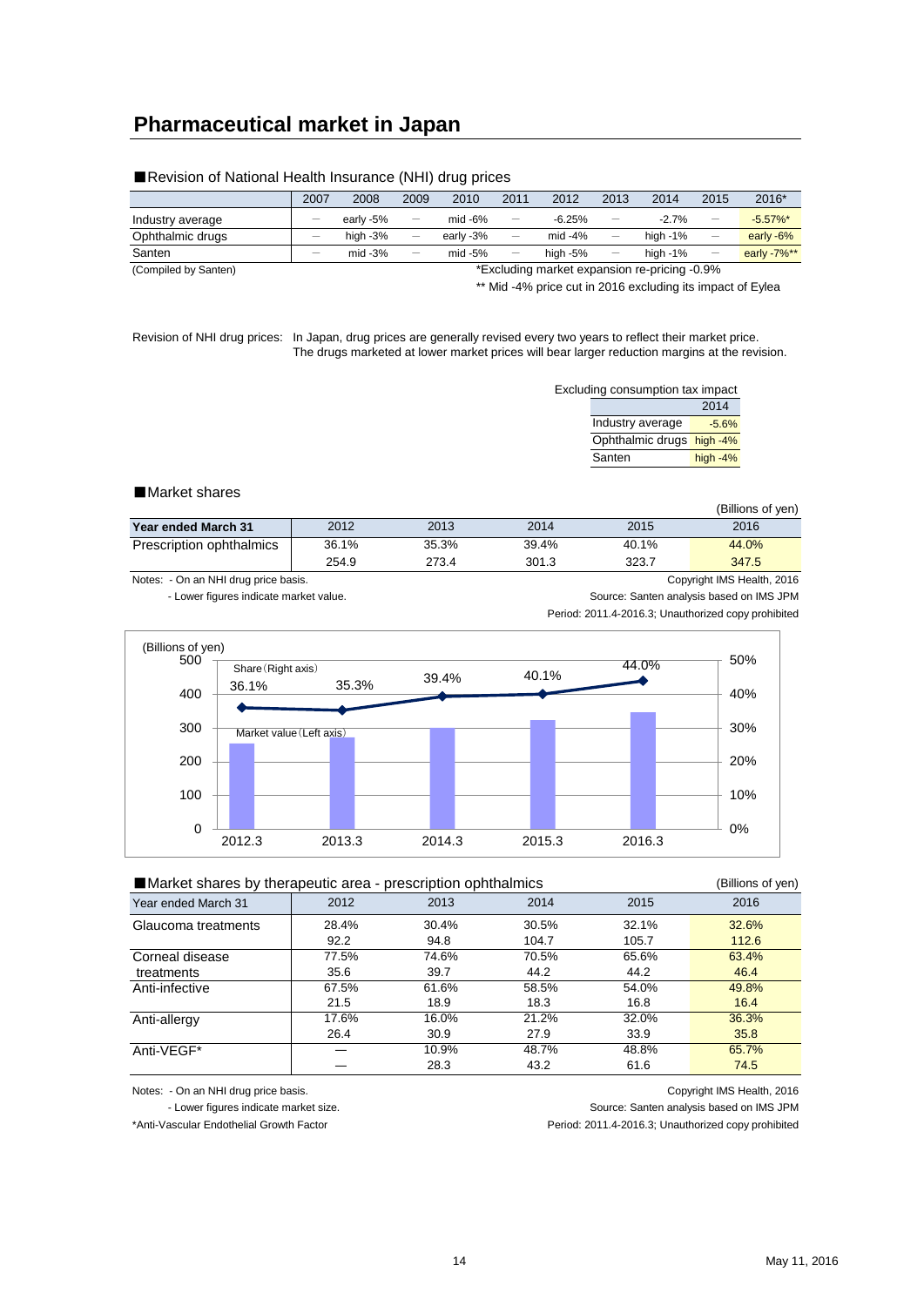# Pharmaceutical market in Japan

■Revision of National Health Insurance (NHI) drug prices

| | 2007 | 2008 | 2009 | 2010 | 2011 | 2012 | 2013 | 2014 | 2015 | 2016* |
|---|---|---|---|---|---|---|---|---|---|---|
| Industry average | — | early -5% | — | mid -6% | — | -6.25% | — | -2.7% | — | -5.57%* |
| Ophthalmic drugs | — | high -3% | — | early -3% | — | mid -4% | — | high -1% | — | early -6% |
| Santen | — | mid -3% | — | mid -5% | — | high -5% | — | high -1% | — | early -7%** |

(Compiled by Santen)

*Excluding market expansion re-pricing -0.9%

** Mid -4% price cut in 2016 excluding its impact of Eylea

Revision of NHI drug prices: In Japan, drug prices are generally revised every two years to reflect their market price. The drugs marketed at lower market prices will bear larger reduction margins at the revision.

Excluding consumption tax impact

| | 2014 |
|---|---|
| Industry average | -5.6% |
| Ophthalmic drugs | high -4% |
| Santen | high -4% |

■Market shares

(Billions of yen)

| Year ended March 31 | 2012 | 2013 | 2014 | 2015 | 2016 |
|---|---|---|---|---|---|
| Prescription ophthalmics | 36.1% | 35.3% | 39.4% | 40.1% | 44.0% |
| | 254.9 | 273.4 | 301.3 | 323.7 | 347.5 |

Notes: - On an NHI drug price basis.
- Lower figures indicate market value.

Copyright IMS Health, 2016
Source: Santen analysis based on IMS JPM
Period: 2011.4-2016.3; Unauthorized copy prohibited

■Market shares by therapeutic area - prescription ophthalmics

(Billions of yen)

| Year ended March 31 | 2012 | 2013 | 2014 | 2015 | 2016 |
|---|---|---|---|---|---|
| Glaucoma treatments | 28.4% | 30.4% | 30.5% | 32.1% | 32.6% |
| | 92.2 | 94.8 | 104.7 | 105.7 | 112.6 |
| Corneal disease treatments | 77.5% | 74.6% | 70.5% | 65.6% | 63.4% |
| | 35.6 | 39.7 | 44.2 | 44.2 | 46.4 |
| Anti-infective | 67.5% | 61.6% | 58.5% | 54.0% | 49.8% |
| | 21.5 | 18.9 | 18.3 | 16.8 | 16.4 |
| Anti-allergy | 17.6% | 16.0% | 21.2% | 32.0% | 36.3% |
| | 26.4 | 30.9 | 27.9 | 33.9 | 35.8 |
| Anti-VEGF* | — | 10.9% | 48.7% | 48.8% | 65.7% |
| | — | 28.3 | 43.2 | 61.6 | 74.5 |

Notes: - On an NHI drug price basis.
- Lower figures indicate market size.

*Anti-Vascular Endothelial Growth Factor

Copyright IMS Health, 2016
Source: Santen analysis based on IMS JPM
Period: 2011.4-2016.3; Unauthorized copy prohibited

May 11, 2016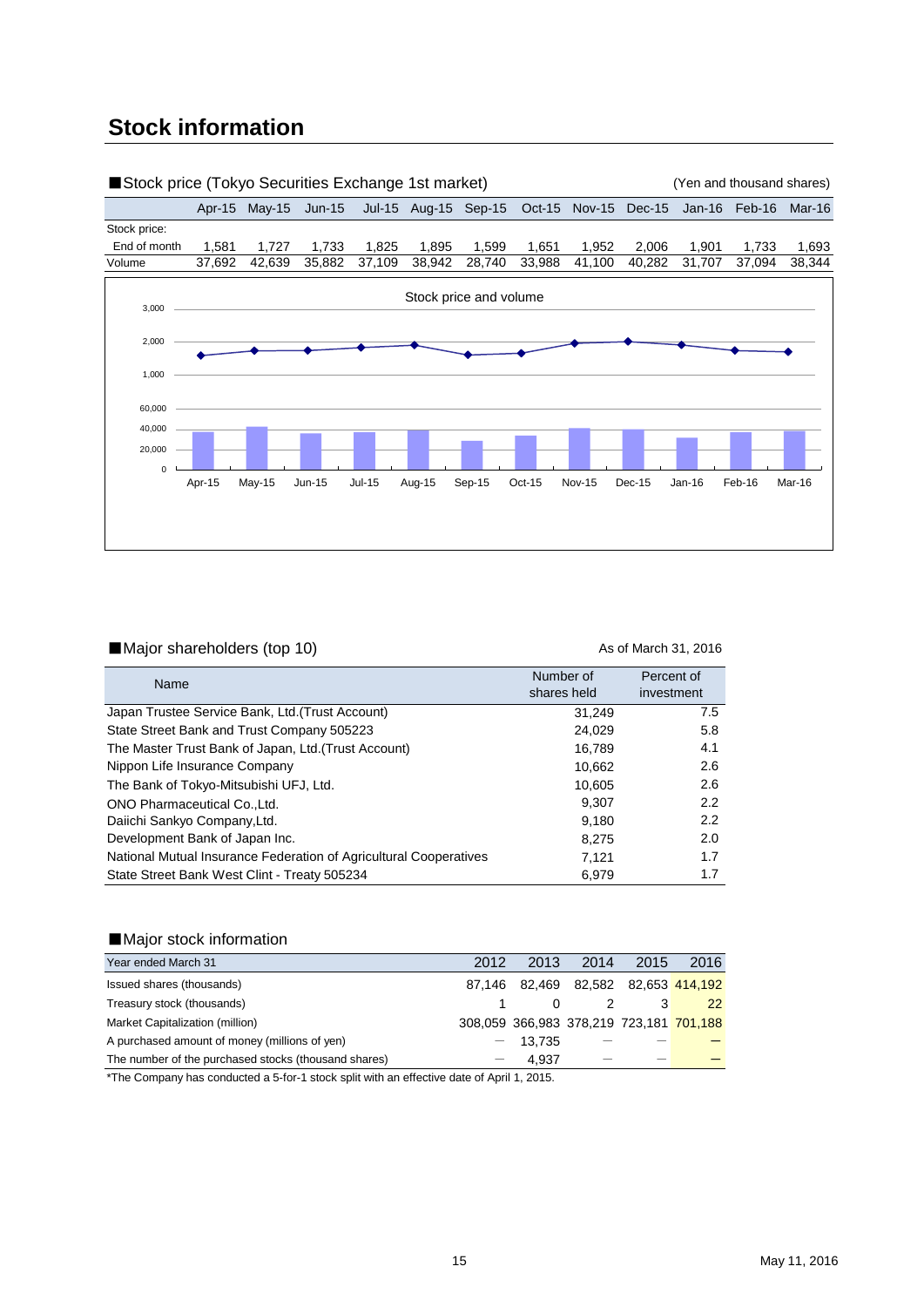# Stock information

■Stock price (Tokyo Securities Exchange 1st market) (Yen and thousand shares)

| | Apr-15 | May-15 | Jun-15 | Jul-15 | Aug-15 | Sep-15 | Oct-15 | Nov-15 | Dec-15 | Jan-16 | Feb-16 | Mar-16 |
|---|---|---|---|---|---|---|---|---|---|---|---|---|
| Stock price: | | | | | | | | | | | | |
| End of month | 1,581 | 1,727 | 1,733 | 1,825 | 1,895 | 1,599 | 1,651 | 1,952 | 2,006 | 1,901 | 1,733 | 1,693 |
| Volume | 37,692 | 42,639 | 35,882 | 37,109 | 38,942 | 28,740 | 33,988 | 41,100 | 40,282 | 31,707 | 37,094 | 38,344 |

Stock price and volume

■Major shareholders (top 10) As of March 31, 2016

| Name | Number of shares held | Percent of investment |
|---|---|---|
| Japan Trustee Service Bank, Ltd.(Trust Account) | 31,249 | 7.5 |
| State Street Bank and Trust Company 505223 | 24,029 | 5.8 |
| The Master Trust Bank of Japan, Ltd.(Trust Account) | 16,789 | 4.1 |
| Nippon Life Insurance Company | 10,662 | 2.6 |
| The Bank of Tokyo-Mitsubishi UFJ, Ltd. | 10,605 | 2.6 |
| ONO Pharmaceutical Co.,Ltd. | 9,307 | 2.2 |
| Daiichi Sankyo Company,Ltd. | 9,180 | 2.2 |
| Development Bank of Japan Inc. | 8,275 | 2.0 |
| National Mutual Insurance Federation of Agricultural Cooperatives | 7,121 | 1.7 |
| State Street Bank West Clint - Treaty 505234 | 6,979 | 1.7 |

■Major stock information

| Year ended March 31 | 2012 | 2013 | 2014 | 2015 | 2016 |
|---|---|---|---|---|---|
| Issued shares (thousands) | 87,146 | 82,469 | 82,582 | 82,653 | 414,192 |
| Treasury stock (thousands) | 1 | 0 | 2 | 3 | 22 |
| Market Capitalization (million) | 308,059 | 366,983 | 378,219 | 723,181 | 701,188 |
| A purchased amount of money (millions of yen) | — | 13,735 | — | — | — |
| The number of the purchased stocks (thousand shares) | — | 4,937 | — | — | — |

*The Company has conducted a 5-for-1 stock split with an effective date of April 1, 2015.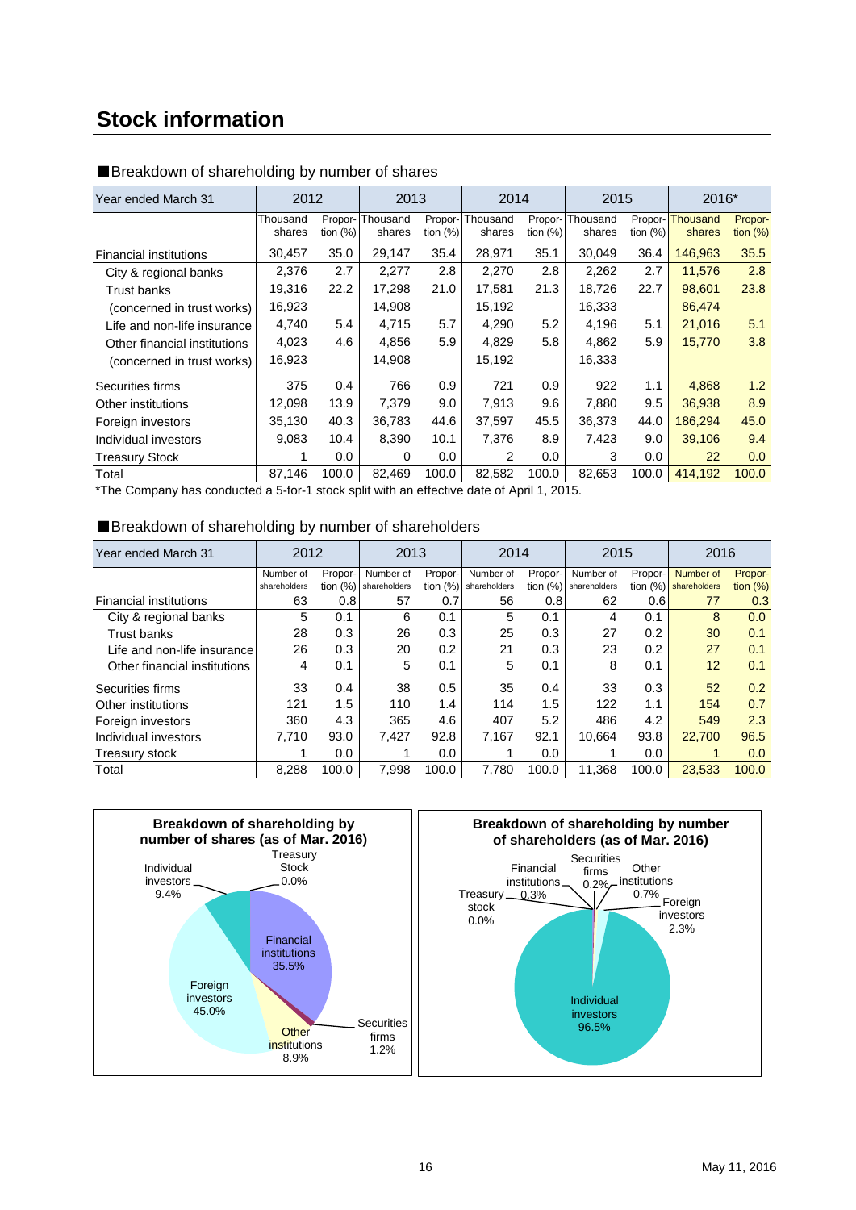# Stock information

## ■Breakdown of shareholding by number of shares

| Year ended March 31 | 2012 | | 2013 | | 2014 | | 2015 | | 2016* | |
|---|---|---|---|---|---|---|---|---|---|---|
| | Thousand shares | Proportion (%) | Thousand shares | Proportion (%) | Thousand shares | Proportion (%) | Thousand shares | Proportion (%) | Thousand shares | Proportion (%) |
| Financial institutions | 30,457 | 35.0 | 29,147 | 35.4 | 28,971 | 35.1 | 30,049 | 36.4 | 146,963 | 35.5 |
| City & regional banks | 2,376 | 2.7 | 2,277 | 2.8 | 2,270 | 2.8 | 2,262 | 2.7 | 11,576 | 2.8 |
| Trust banks | 19,316 | 22.2 | 17,298 | 21.0 | 17,581 | 21.3 | 18,726 | 22.7 | 98,601 | 23.8 |
| (concerned in trust works) | 16,923 | | 14,908 | | 15,192 | | 16,333 | | 86,474 | |
| Life and non-life insurance | 4,740 | 5.4 | 4,715 | 5.7 | 4,290 | 5.2 | 4,196 | 5.1 | 21,016 | 5.1 |
| Other financial institutions | 4,023 | 4.6 | 4,856 | 5.9 | 4,829 | 5.8 | 4,862 | 5.9 | 15,770 | 3.8 |
| (concerned in trust works) | 16,923 | | 14,908 | | 15,192 | | 16,333 | | | |
| Securities firms | 375 | 0.4 | 766 | 0.9 | 721 | 0.9 | 922 | 1.1 | 4,868 | 1.2 |
| Other institutions | 12,098 | 13.9 | 7,379 | 9.0 | 7,913 | 9.6 | 7,880 | 9.5 | 36,938 | 8.9 |
| Foreign investors | 35,130 | 40.3 | 36,783 | 44.6 | 37,597 | 45.5 | 36,373 | 44.0 | 186,294 | 45.0 |
| Individual investors | 9,083 | 10.4 | 8,390 | 10.1 | 7,376 | 8.9 | 7,423 | 9.0 | 39,106 | 9.4 |
| Treasury Stock | 1 | 0.0 | 0 | 0.0 | 2 | 0.0 | 3 | 0.0 | 22 | 0.0 |
| Total | 87,146 | 100.0 | 82,469 | 100.0 | 82,582 | 100.0 | 82,653 | 100.0 | 414,192 | 100.0 |

*The Company has conducted a 5-for-1 stock split with an effective date of April 1, 2015.

## ■Breakdown of shareholding by number of shareholders

| Year ended March 31 | 2012 | | 2013 | | 2014 | | 2015 | | 2016 | |
|---|---|---|---|---|---|---|---|---|---|---|
| | Number of shareholders | Proportion (%) | Number of shareholders | Proportion (%) | Number of shareholders | Proportion (%) | Number of shareholders | Proportion (%) | Number of shareholders | Proportion (%) |
| Financial institutions | 63 | 0.8 | 57 | 0.7 | 56 | 0.8 | 62 | 0.6 | 77 | 0.3 |
| City & regional banks | 5 | 0.1 | 6 | 0.1 | 5 | 0.1 | 4 | 0.1 | 8 | 0.0 |
| Trust banks | 28 | 0.3 | 26 | 0.3 | 25 | 0.3 | 27 | 0.2 | 30 | 0.1 |
| Life and non-life insurance | 26 | 0.3 | 20 | 0.2 | 21 | 0.3 | 23 | 0.2 | 27 | 0.1 |
| Other financial institutions | 4 | 0.1 | 5 | 0.1 | 5 | 0.1 | 8 | 0.1 | 12 | 0.1 |
| Securities firms | 33 | 0.4 | 38 | 0.5 | 35 | 0.4 | 33 | 0.3 | 52 | 0.2 |
| Other institutions | 121 | 1.5 | 110 | 1.4 | 114 | 1.5 | 122 | 1.1 | 154 | 0.7 |
| Foreign investors | 360 | 4.3 | 365 | 4.6 | 407 | 5.2 | 486 | 4.2 | 549 | 2.3 |
| Individual investors | 7,710 | 93.0 | 7,427 | 92.8 | 7,167 | 92.1 | 10,664 | 93.8 | 22,700 | 96.5 |
| Treasury stock | 1 | 0.0 | 1 | 0.0 | 1 | 0.0 | 1 | 0.0 | 1 | 0.0 |
| Total | 8,288 | 100.0 | 7,998 | 100.0 | 7,780 | 100.0 | 11,368 | 100.0 | 23,533 | 100.0 |

**Breakdown of shareholding by number of shares (as of Mar. 2016)**

Financial institutions 35.5%; Securities firms 1.2%; Other institutions 8.9%; Foreign investors 45.0%; Individual investors 9.4%; Treasury Stock 0.0%

**Breakdown of shareholding by number of shareholders (as of Mar. 2016)**

Financial institutions 0.3%; Securities firms 0.2%; Other institutions 0.7%; Foreign investors 2.3%; Individual investors 96.5%; Treasury stock 0.0%

May 11, 2016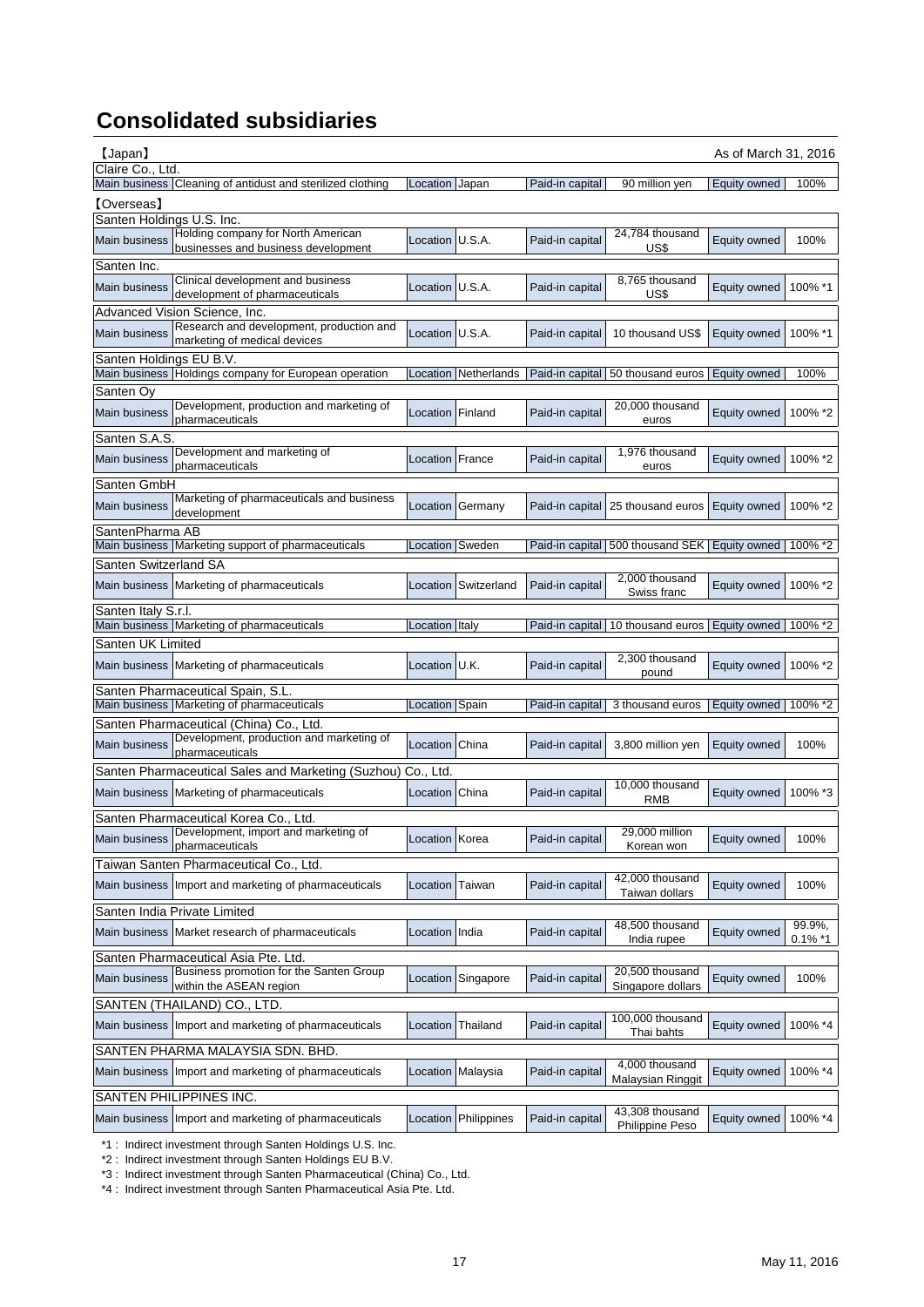# Consolidated subsidiaries

【Japan】 As of March 31, 2016

| Company | Main business | Location | Paid-in capital | Equity owned |
|---|---|---|---|---|
| Claire Co., Ltd. | Cleaning of antidust and sterilized clothing | Japan | 90 million yen | 100% |

【Overseas】

| Company | Main business | Location | Paid-in capital | Equity owned |
|---|---|---|---|---|
| Santen Holdings U.S. Inc. | Holding company for North American businesses and business development | U.S.A. | 24,784 thousand US$ | 100% |
| Santen Inc. | Clinical development and business development of pharmaceuticals | U.S.A. | 8,765 thousand US$ | 100% *1 |
| Advanced Vision Science, Inc. | Research and development, production and marketing of medical devices | U.S.A. | 10 thousand US$ | 100% *1 |
| Santen Holdings EU B.V. | Holdings company for European operation | Netherlands | 50 thousand euros | 100% |
| Santen Oy | Development, production and marketing of pharmaceuticals | Finland | 20,000 thousand euros | 100% *2 |
| Santen S.A.S. | Development and marketing of pharmaceuticals | France | 1,976 thousand euros | 100% *2 |
| Santen GmbH | Marketing of pharmaceuticals and business development | Germany | 25 thousand euros | 100% *2 |
| SantenPharma AB | Marketing support of pharmaceuticals | Sweden | 500 thousand SEK | 100% *2 |
| Santen Switzerland SA | Marketing of pharmaceuticals | Switzerland | 2,000 thousand Swiss franc | 100% *2 |
| Santen Italy S.r.l. | Marketing of pharmaceuticals | Italy | 10 thousand euros | 100% *2 |
| Santen UK Limited | Marketing of pharmaceuticals | U.K. | 2,300 thousand pound | 100% *2 |
| Santen Pharmaceutical Spain, S.L. | Marketing of pharmaceuticals | Spain | 3 thousand euros | 100% *2 |
| Santen Pharmaceutical (China) Co., Ltd. | Development, production and marketing of pharmaceuticals | China | 3,800 million yen | 100% |
| Santen Pharmaceutical Sales and Marketing (Suzhou) Co., Ltd. | Marketing of pharmaceuticals | China | 10,000 thousand RMB | 100% *3 |
| Santen Pharmaceutical Korea Co., Ltd. | Development, import and marketing of pharmaceuticals | Korea | 29,000 million Korean won | 100% |
| Taiwan Santen Pharmaceutical Co., Ltd. | Import and marketing of pharmaceuticals | Taiwan | 42,000 thousand Taiwan dollars | 100% |
| Santen India Private Limited | Market research of pharmaceuticals | India | 48,500 thousand India rupee | 99.9%, 0.1% *1 |
| Santen Pharmaceutical Asia Pte. Ltd. | Business promotion for the Santen Group within the ASEAN region | Singapore | 20,500 thousand Singapore dollars | 100% |
| SANTEN (THAILAND) CO., LTD. | Import and marketing of pharmaceuticals | Thailand | 100,000 thousand Thai bahts | 100% *4 |
| SANTEN PHARMA MALAYSIA SDN. BHD. | Import and marketing of pharmaceuticals | Malaysia | 4,000 thousand Malaysian Ringgit | 100% *4 |
| SANTEN PHILIPPINES INC. | Import and marketing of pharmaceuticals | Philippines | 43,308 thousand Philippine Peso | 100% *4 |

*1 : Indirect investment through Santen Holdings U.S. Inc.
*2 : Indirect investment through Santen Holdings EU B.V.
*3 : Indirect investment through Santen Pharmaceutical (China) Co., Ltd.
*4 : Indirect investment through Santen Pharmaceutical Asia Pte. Ltd.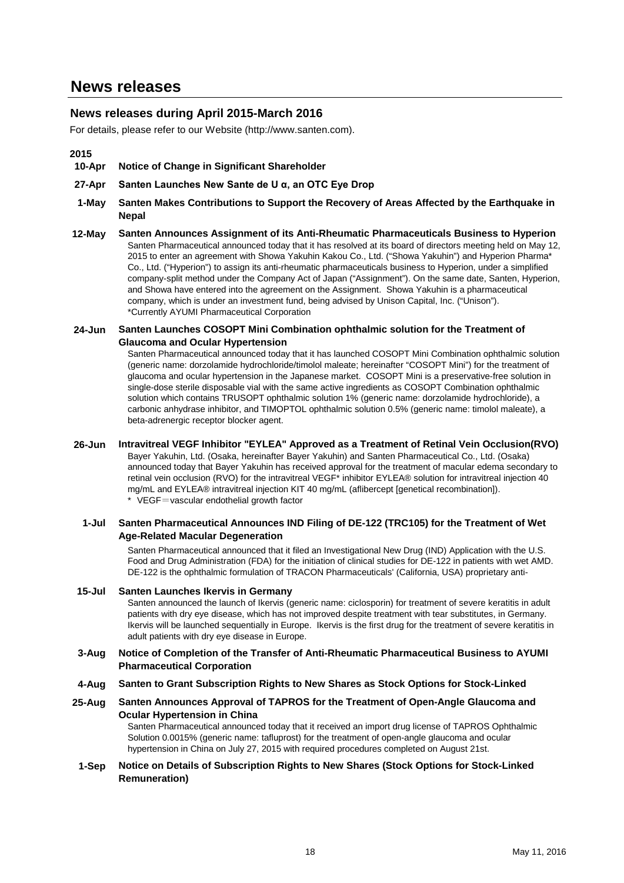# News releases

## News releases during April 2015-March 2016

For details, please refer to our Website (http://www.santen.com).

**2015**

**10-Apr** **Notice of Change in Significant Shareholder**

**27-Apr** **Santen Launches New Sante de U α, an OTC Eye Drop**

**1-May** **Santen Makes Contributions to Support the Recovery of Areas Affected by the Earthquake in Nepal**

**12-May** **Santen Announces Assignment of its Anti-Rheumatic Pharmaceuticals Business to Hyperion**

Santen Pharmaceutical announced today that it has resolved at its board of directors meeting held on May 12, 2015 to enter an agreement with Showa Yakuhin Kakou Co., Ltd. ("Showa Yakuhin") and Hyperion Pharma* Co., Ltd. ("Hyperion") to assign its anti-rheumatic pharmaceuticals business to Hyperion, under a simplified company-split method under the Company Act of Japan ("Assignment"). On the same date, Santen, Hyperion, and Showa have entered into the agreement on the Assignment. Showa Yakuhin is a pharmaceutical company, which is under an investment fund, being advised by Unison Capital, Inc. ("Unison").
*Currently AYUMI Pharmaceutical Corporation

**24-Jun** **Santen Launches COSOPT Mini Combination ophthalmic solution for the Treatment of Glaucoma and Ocular Hypertension**

Santen Pharmaceutical announced today that it has launched COSOPT Mini Combination ophthalmic solution (generic name: dorzolamide hydrochloride/timolol maleate; hereinafter "COSOPT Mini") for the treatment of glaucoma and ocular hypertension in the Japanese market. COSOPT Mini is a preservative-free solution in single-dose sterile disposable vial with the same active ingredients as COSOPT Combination ophthalmic solution which contains TRUSOPT ophthalmic solution 1% (generic name: dorzolamide hydrochloride), a carbonic anhydrase inhibitor, and TIMOPTOL ophthalmic solution 0.5% (generic name: timolol maleate), a beta-adrenergic receptor blocker agent.

**26-Jun** **Intravitreal VEGF Inhibitor "EYLEA" Approved as a Treatment of Retinal Vein Occlusion(RVO)**

Bayer Yakuhin, Ltd. (Osaka, hereinafter Bayer Yakuhin) and Santen Pharmaceutical Co., Ltd. (Osaka) announced today that Bayer Yakuhin has received approval for the treatment of macular edema secondary to retinal vein occlusion (RVO) for the intravitreal VEGF* inhibitor EYLEA® solution for intravitreal injection 40 mg/mL and EYLEA® intravitreal injection KIT 40 mg/mL (aflibercept [genetical recombination]).
\* VEGF＝vascular endothelial growth factor

**1-Jul** **Santen Pharmaceutical Announces IND Filing of DE-122 (TRC105) for the Treatment of Wet Age-Related Macular Degeneration**

Santen Pharmaceutical announced that it filed an Investigational New Drug (IND) Application with the U.S. Food and Drug Administration (FDA) for the initiation of clinical studies for DE-122 in patients with wet AMD. DE-122 is the ophthalmic formulation of TRACON Pharmaceuticals' (California, USA) proprietary anti-

**15-Jul** **Santen Launches Ikervis in Germany**

Santen announced the launch of Ikervis (generic name: ciclosporin) for treatment of severe keratitis in adult patients with dry eye disease, which has not improved despite treatment with tear substitutes, in Germany. Ikervis will be launched sequentially in Europe. Ikervis is the first drug for the treatment of severe keratitis in adult patients with dry eye disease in Europe.

**3-Aug** **Notice of Completion of the Transfer of Anti-Rheumatic Pharmaceutical Business to AYUMI Pharmaceutical Corporation**

**4-Aug** **Santen to Grant Subscription Rights to New Shares as Stock Options for Stock-Linked**

**25-Aug** **Santen Announces Approval of TAPROS for the Treatment of Open-Angle Glaucoma and Ocular Hypertension in China**

Santen Pharmaceutical announced today that it received an import drug license of TAPROS Ophthalmic Solution 0.0015% (generic name: tafluprost) for the treatment of open-angle glaucoma and ocular hypertension in China on July 27, 2015 with required procedures completed on August 21st.

**1-Sep** **Notice on Details of Subscription Rights to New Shares (Stock Options for Stock-Linked Remuneration)**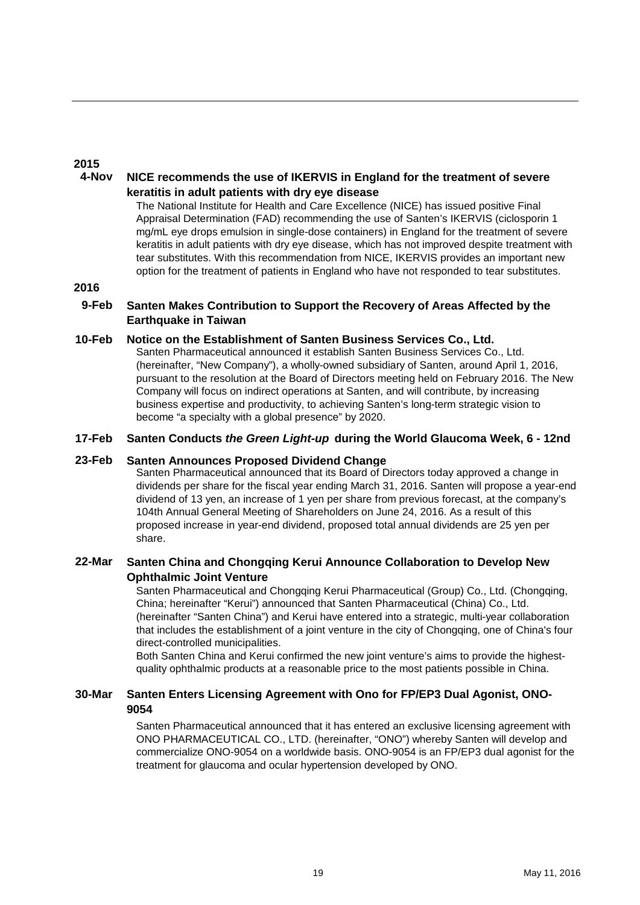**2015**

**4-Nov** **NICE recommends the use of IKERVIS in England for the treatment of severe keratitis in adult patients with dry eye disease**

The National Institute for Health and Care Excellence (NICE) has issued positive Final Appraisal Determination (FAD) recommending the use of Santen's IKERVIS (ciclosporin 1 mg/mL eye drops emulsion in single-dose containers) in England for the treatment of severe keratitis in adult patients with dry eye disease, which has not improved despite treatment with tear substitutes. With this recommendation from NICE, IKERVIS provides an important new option for the treatment of patients in England who have not responded to tear substitutes.

**2016**

**9-Feb** **Santen Makes Contribution to Support the Recovery of Areas Affected by the Earthquake in Taiwan**

**10-Feb** **Notice on the Establishment of Santen Business Services Co., Ltd.**

Santen Pharmaceutical announced it establish Santen Business Services Co., Ltd. (hereinafter, "New Company"), a wholly-owned subsidiary of Santen, around April 1, 2016, pursuant to the resolution at the Board of Directors meeting held on February 2016. The New Company will focus on indirect operations at Santen, and will contribute, by increasing business expertise and productivity, to achieving Santen's long-term strategic vision to become "a specialty with a global presence" by 2020.

**17-Feb** **Santen Conducts *the Green Light-up* during the World Glaucoma Week, 6 - 12nd**

**23-Feb** **Santen Announces Proposed Dividend Change**

Santen Pharmaceutical announced that its Board of Directors today approved a change in dividends per share for the fiscal year ending March 31, 2016. Santen will propose a year-end dividend of 13 yen, an increase of 1 yen per share from previous forecast, at the company's 104th Annual General Meeting of Shareholders on June 24, 2016. As a result of this proposed increase in year-end dividend, proposed total annual dividends are 25 yen per share.

**22-Mar** **Santen China and Chongqing Kerui Announce Collaboration to Develop New Ophthalmic Joint Venture**

Santen Pharmaceutical and Chongqing Kerui Pharmaceutical (Group) Co., Ltd. (Chongqing, China; hereinafter "Kerui") announced that Santen Pharmaceutical (China) Co., Ltd. (hereinafter "Santen China") and Kerui have entered into a strategic, multi-year collaboration that includes the establishment of a joint venture in the city of Chongqing, one of China's four direct-controlled municipalities.

Both Santen China and Kerui confirmed the new joint venture's aims to provide the highest-quality ophthalmic products at a reasonable price to the most patients possible in China.

**30-Mar** **Santen Enters Licensing Agreement with Ono for FP/EP3 Dual Agonist, ONO-9054**

Santen Pharmaceutical announced that it has entered an exclusive licensing agreement with ONO PHARMACEUTICAL CO., LTD. (hereinafter, "ONO") whereby Santen will develop and commercialize ONO-9054 on a worldwide basis. ONO-9054 is an FP/EP3 dual agonist for the treatment for glaucoma and ocular hypertension developed by ONO.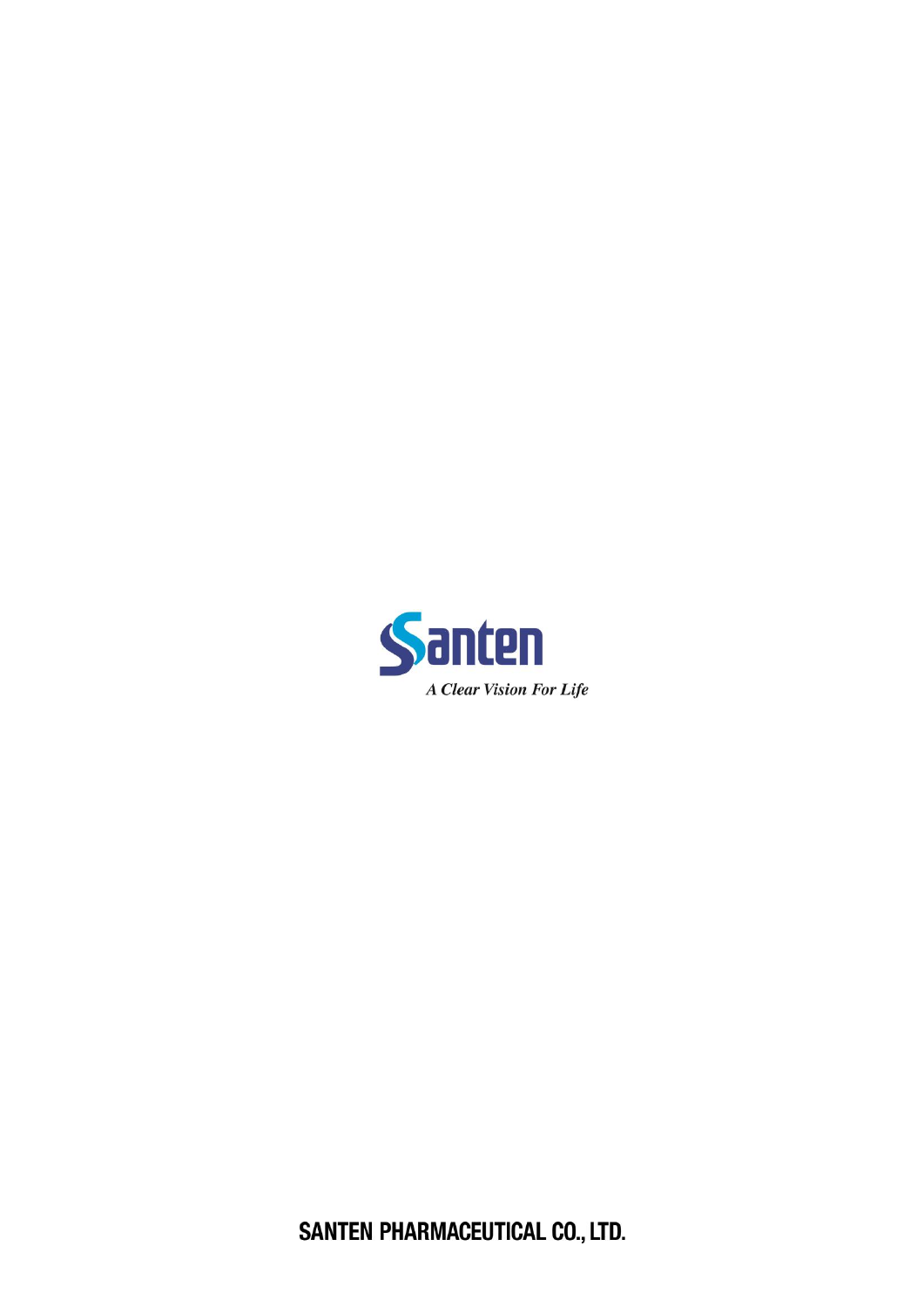Santen

*A Clear Vision For Life*

**SANTEN PHARMACEUTICAL CO., LTD.**